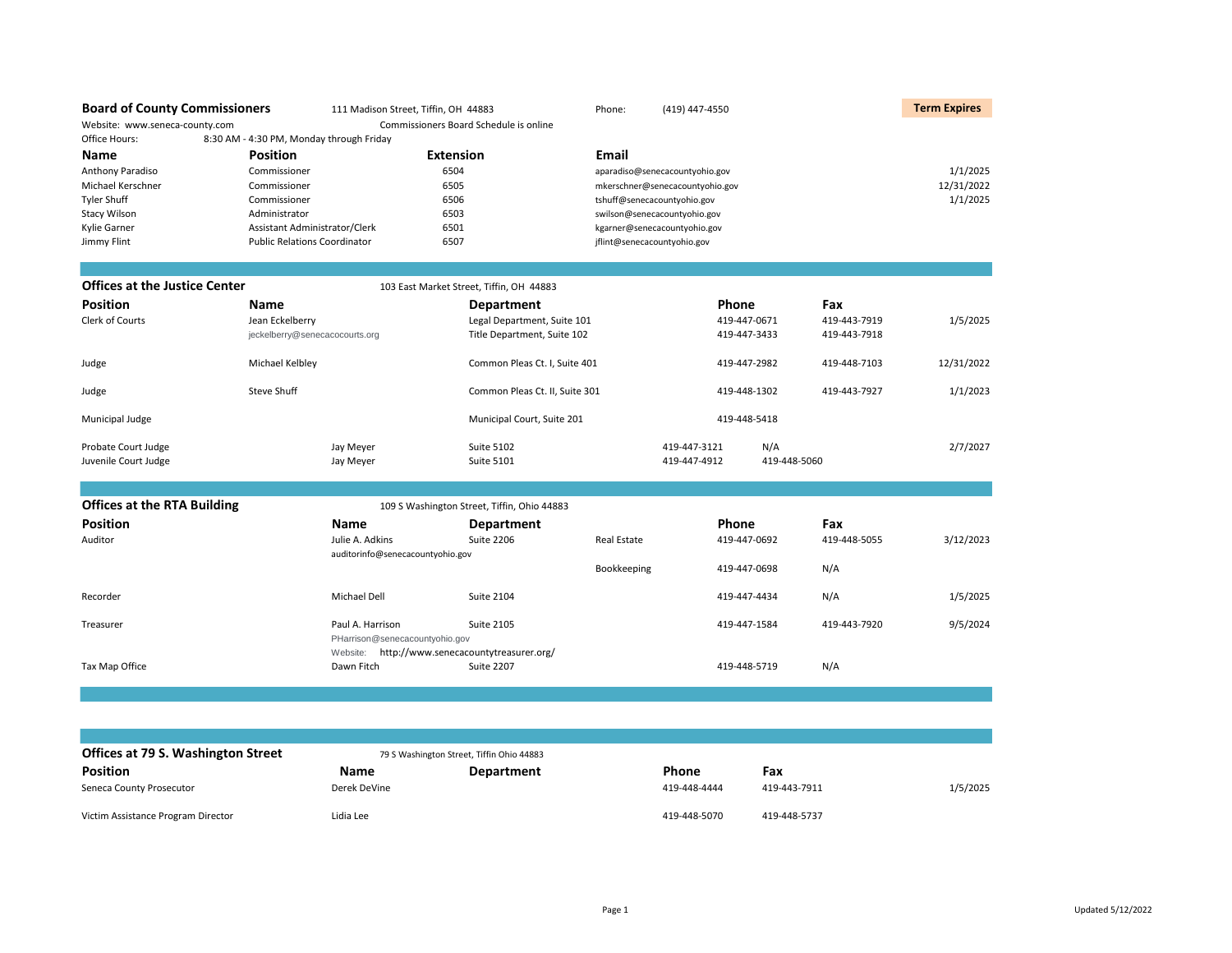## Board of County Commissioners

111 Madison Street, Tiffin, OH 44883

Phone: (419) 447-4550

Website: www.seneca-county.com

Commissioners Board Schedule is online

Office Hours: 8:30 AM - 4:30 PM, Monday through Friday

| Name | Position | Extension | Email | Term Expires |
|---|---|---|---|---|
| Anthony Paradiso | Commissioner | 6504 | aparadiso@senecacountyohio.gov | 1/1/2025 |
| Michael Kerschner | Commissioner | 6505 | mkerschner@senecacountyohio.gov | 12/31/2022 |
| Tyler Shuff | Commissioner | 6506 | tshuff@senecacountyohio.gov | 1/1/2025 |
| Stacy Wilson | Administrator | 6503 | swilson@senecacountyohio.gov | |
| Kylie Garner | Assistant Administrator/Clerk | 6501 | kgarner@senecacountyohio.gov | |
| Jimmy Flint | Public Relations Coordinator | 6507 | jflint@senecacountyohio.gov | |

## Offices at the Justice Center

103 East Market Street, Tiffin, OH 44883

| Position | Name | Department | Phone | Fax | Term Expires |
|---|---|---|---|---|---|
| Clerk of Courts | Jean Eckelberry | Legal Department, Suite 101 | 419-447-0671 | 419-443-7919 | 1/5/2025 |
| | jeckelberry@senecacocourts.org | Title Department, Suite 102 | 419-447-3433 | 419-443-7918 | |
| Judge | Michael Kelbley | Common Pleas Ct. I, Suite 401 | 419-447-2982 | 419-448-7103 | 12/31/2022 |
| Judge | Steve Shuff | Common Pleas Ct. II, Suite 301 | 419-448-1302 | 419-443-7927 | 1/1/2023 |
| Municipal Judge | | Municipal Court, Suite 201 | 419-448-5418 | | |
| Probate Court Judge | Jay Meyer | Suite 5102 | 419-447-3121 | N/A | 2/7/2027 |
| Juvenile Court Judge | Jay Meyer | Suite 5101 | 419-447-4912 | 419-448-5060 | |

## Offices at the RTA Building

109 S Washington Street, Tiffin, Ohio 44883

| Position | Name | Department | | Phone | Fax | Term Expires |
|---|---|---|---|---|---|---|
| Auditor | Julie A. Adkins | Suite 2206 | Real Estate | 419-447-0692 | 419-448-5055 | 3/12/2023 |
| | auditorinfo@senecacountyohio.gov | | | | | |
| | | | Bookkeeping | 419-447-0698 | N/A | |
| Recorder | Michael Dell | Suite 2104 | | 419-447-4434 | N/A | 1/5/2025 |
| Treasurer | Paul A. Harrison | Suite 2105 | | 419-447-1584 | 419-443-7920 | 9/5/2024 |
| | PHarrison@senecacountyohio.gov | | | | | |
| | Website: http://www.senecacountytreasurer.org/ | | | | | |
| Tax Map Office | Dawn Fitch | Suite 2207 | | 419-448-5719 | N/A | |

## Offices at 79 S. Washington Street

79 S Washington Street, Tiffin Ohio 44883

| Position | Name | Department | Phone | Fax | Term Expires |
|---|---|---|---|---|---|
| Seneca County Prosecutor | Derek DeVine | | 419-448-4444 | 419-443-7911 | 1/5/2025 |
| Victim Assistance Program Director | Lidia Lee | | 419-448-5070 | 419-448-5737 | |

Updated 5/12/2022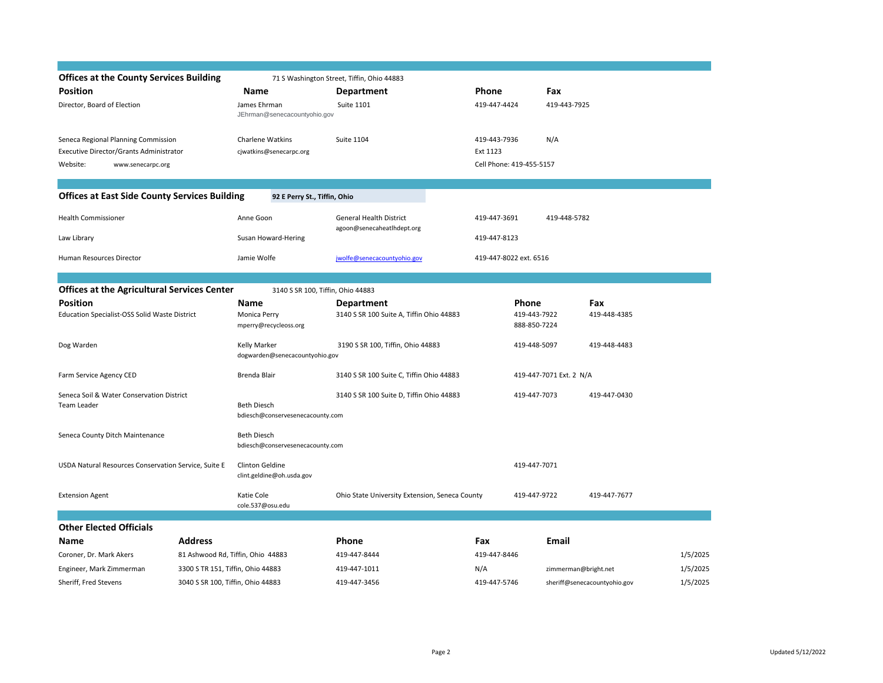## Offices at the County Services Building

71 S Washington Street, Tiffin, Ohio 44883

| Position | Name | Department | Phone | Fax |
|---|---|---|---|---|
| Director, Board of Election | James Ehrman<br>JEhrman@senecacountyohio.gov | Suite 1101 | 419-447-4424 | 419-443-7925 |
| Seneca Regional Planning Commission<br>Executive Director/Grants Administrator<br>Website: www.senecarpc.org | Charlene Watkins<br>cjwatkins@senecarpc.org | Suite 1104 | 419-443-7936<br>Ext 1123<br>Cell Phone: 419-455-5157 | N/A |

## Offices at East Side County Services Building

**92 E Perry St., Tiffin, Ohio**

| Position | Name | Department | Phone | Fax |
|---|---|---|---|---|
| Health Commissioner | Anne Goon | General Health District<br>agoon@senecaheatlhdept.org | 419-447-3691 | 419-448-5782 |
| Law Library | Susan Howard-Hering | | 419-447-8123 | |
| Human Resources Director | Jamie Wolfe | jwolfe@senecacountyohio.gov | 419-447-8022 ext. 6516 | |

## Offices at the Agricultural Services Center

3140 S SR 100, Tiffin, Ohio 44883

| Position | Name | Department | Phone | Fax |
|---|---|---|---|---|
| Education Specialist-OSS Solid Waste District | Monica Perry<br>mperry@recycleoss.org | 3140 S SR 100 Suite A, Tiffin Ohio 44883 | 419-443-7922<br>888-850-7224 | 419-448-4385 |
| Dog Warden | Kelly Marker<br>dogwarden@senecacountyohio.gov | 3190 S SR 100, Tiffin, Ohio 44883 | 419-448-5097 | 419-448-4483 |
| Farm Service Agency CED | Brenda Blair | 3140 S SR 100 Suite C, Tiffin Ohio 44883 | 419-447-7071 Ext. 2 | N/A |
| Seneca Soil & Water Conservation District<br>Team Leader | Beth Diesch<br>bdiesch@conservesenecacounty.com | 3140 S SR 100 Suite D, Tiffin Ohio 44883 | 419-447-7073 | 419-447-0430 |
| Seneca County Ditch Maintenance | Beth Diesch<br>bdiesch@conservesenecacounty.com | | | |
| USDA Natural Resources Conservation Service, Suite E | Clinton Geldine<br>clint.geldine@oh.usda.gov | | 419-447-7071 | |
| Extension Agent | Katie Cole<br>cole.537@osu.edu | Ohio State University Extension, Seneca County | 419-447-9722 | 419-447-7677 |

## Other Elected Officials

| Name | Address | Phone | Fax | Email | |
|---|---|---|---|---|---|
| Coroner, Dr. Mark Akers | 81 Ashwood Rd, Tiffin, Ohio 44883 | 419-447-8444 | 419-447-8446 | | 1/5/2025 |
| Engineer, Mark Zimmerman | 3300 S TR 151, Tiffin, Ohio 44883 | 419-447-1011 | N/A | zimmerman@bright.net | 1/5/2025 |
| Sheriff, Fred Stevens | 3040 S SR 100, Tiffin, Ohio 44883 | 419-447-3456 | 419-447-5746 | sheriff@senecacountyohio.gov | 1/5/2025 |

Updated 5/12/2022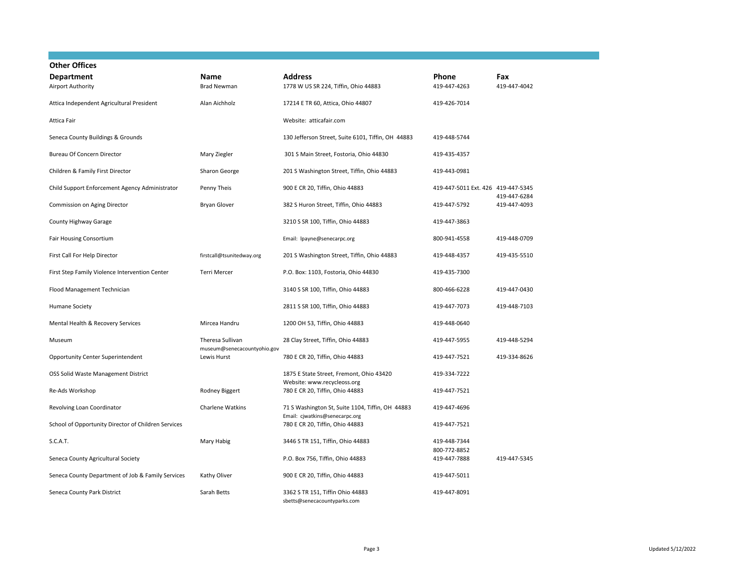## Other Offices

| Department | Name | Address | Phone | Fax |
|---|---|---|---|---|
| Airport Authority | Brad Newman | 1778 W US SR 224, Tiffin, Ohio 44883 | 419-447-4263 | 419-447-4042 |
| Attica Independent Agricultural President | Alan Aichholz | 17214 E TR 60, Attica, Ohio 44807 | 419-426-7014 | |
| Attica Fair | | Website: atticafair.com | | |
| Seneca County Buildings & Grounds | | 130 Jefferson Street, Suite 6101, Tiffin, OH 44883 | 419-448-5744 | |
| Bureau Of Concern Director | Mary Ziegler | 301 S Main Street, Fostoria, Ohio 44830 | 419-435-4357 | |
| Children & Family First Director | Sharon George | 201 S Washington Street, Tiffin, Ohio 44883 | 419-443-0981 | |
| Child Support Enforcement Agency Administrator | Penny Theis | 900 E CR 20, Tiffin, Ohio 44883 | 419-447-5011 Ext. 426 | 419-447-5345 |
| Commission on Aging Director | Bryan Glover | 382 S Huron Street, Tiffin, Ohio 44883 | 419-447-5792 | 419-447-6284<br>419-447-4093 |
| County Highway Garage | | 3210 S SR 100, Tiffin, Ohio 44883 | 419-447-3863 | |
| Fair Housing Consortium | | Email: lpayne@senecarpc.org | 800-941-4558 | 419-448-0709 |
| First Call For Help Director | firstcall@tsunitedway.org | 201 S Washington Street, Tiffin, Ohio 44883 | 419-448-4357 | 419-435-5510 |
| First Step Family Violence Intervention Center | Terri Mercer | P.O. Box: 1103, Fostoria, Ohio 44830 | 419-435-7300 | |
| Flood Management Technician | | 3140 S SR 100, Tiffin, Ohio 44883 | 800-466-6228 | 419-447-0430 |
| Humane Society | | 2811 S SR 100, Tiffin, Ohio 44883 | 419-447-7073 | 419-448-7103 |
| Mental Health & Recovery Services | Mircea Handru | 1200 OH 53, Tiffin, Ohio 44883 | 419-448-0640 | |
| Museum | Theresa Sullivan<br>museum@senecacountyohio.gov | 28 Clay Street, Tiffin, Ohio 44883 | 419-447-5955 | 419-448-5294 |
| Opportunity Center Superintendent | Lewis Hurst | 780 E CR 20, Tiffin, Ohio 44883 | 419-447-7521 | 419-334-8626 |
| OSS Solid Waste Management District | | 1875 E State Street, Fremont, Ohio 43420<br>Website: www.recycleoss.org | 419-334-7222 | |
| Re-Ads Workshop | Rodney Biggert | 780 E CR 20, Tiffin, Ohio 44883 | 419-447-7521 | |
| Revolving Loan Coordinator | Charlene Watkins | 71 S Washington St, Suite 1104, Tiffin, OH 44883<br>Email: cjwatkins@senecarpc.org | 419-447-4696 | |
| School of Opportunity Director of Children Services | | 780 E CR 20, Tiffin, Ohio 44883 | 419-447-7521 | |
| S.C.A.T. | Mary Habig | 3446 S TR 151, Tiffin, Ohio 44883 | 419-448-7344<br>800-772-8852 | |
| Seneca County Agricultural Society | | P.O. Box 756, Tiffin, Ohio 44883 | 419-447-7888 | 419-447-5345 |
| Seneca County Department of Job & Family Services | Kathy Oliver | 900 E CR 20, Tiffin, Ohio 44883 | 419-447-5011 | |
| Seneca County Park District | Sarah Betts | 3362 S TR 151, Tiffin Ohio 44883<br>sbetts@senecacountyparks.com | 419-447-8091 | |

Updated 5/12/2022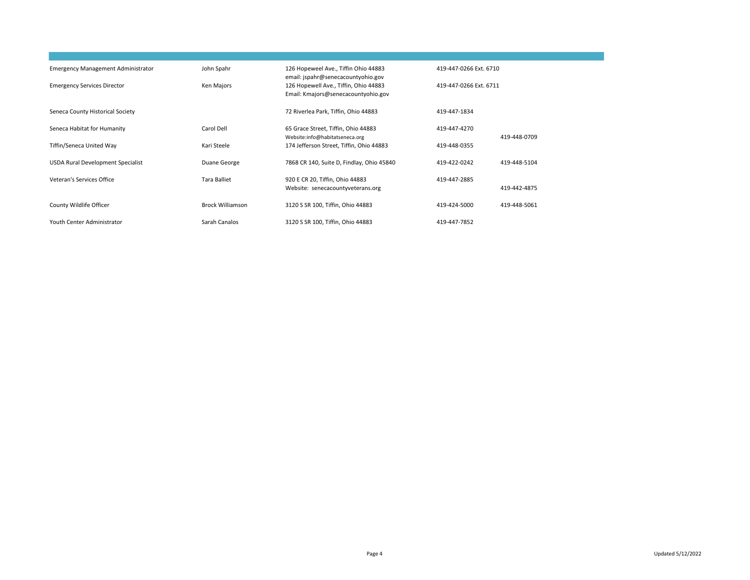| | | | | |
|---|---|---|---|---|
| Emergency Management Administrator | John Spahr | 126 Hopeweel Ave., Tiffin Ohio 44883<br>email: jspahr@senecacountyohio.gov | 419-447-0266 Ext. 6710 | |
| Emergency Services Director | Ken Majors | 126 Hopewell Ave., Tiffin, Ohio 44883<br>Email: Kmajors@senecacountyohio.gov | 419-447-0266 Ext. 6711 | |
| Seneca County Historical Society | | 72 Riverlea Park, Tiffin, Ohio 44883 | 419-447-1834 | |
| Seneca Habitat for Humanity | Carol Dell | 65 Grace Street, Tiffin, Ohio 44883<br>Website:info@habitatseneca.org | 419-447-4270 | 419-448-0709 |
| Tiffin/Seneca United Way | Kari Steele | 174 Jefferson Street, Tiffin, Ohio 44883 | 419-448-0355 | |
| USDA Rural Development Specialist | Duane George | 7868 CR 140, Suite D, Findlay, Ohio 45840 | 419-422-0242 | 419-448-5104 |
| Veteran's Services Office | Tara Balliet | 920 E CR 20, Tiffin, Ohio 44883<br>Website: senecacountyveterans.org | 419-447-2885 | 419-442-4875 |
| County Wildlife Officer | Brock Williamson | 3120 S SR 100, Tiffin, Ohio 44883 | 419-424-5000 | 419-448-5061 |
| Youth Center Administrator | Sarah Canalos | 3120 S SR 100, Tiffin, Ohio 44883 | 419-447-7852 | |

Updated 5/12/2022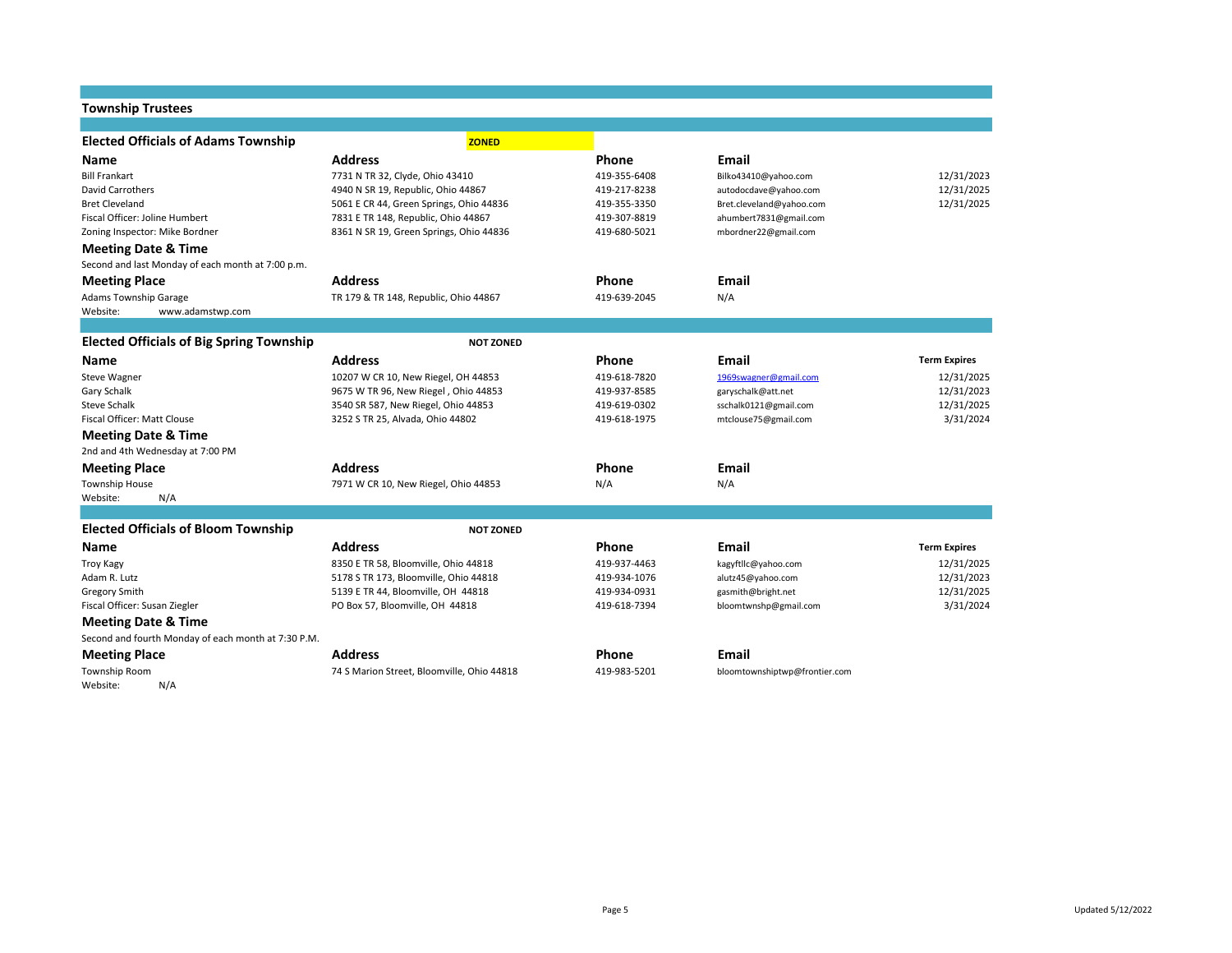## Township Trustees

### Elected Officials of Adams Township

**ZONED**

| Name | Address | Phone | Email | |
|---|---|---|---|---|
| Bill Frankart | 7731 N TR 32, Clyde, Ohio 43410 | 419-355-6408 | Bilko43410@yahoo.com | 12/31/2023 |
| David Carrothers | 4940 N SR 19, Republic, Ohio 44867 | 419-217-8238 | autodocdave@yahoo.com | 12/31/2025 |
| Bret Cleveland | 5061 E CR 44, Green Springs, Ohio 44836 | 419-355-3350 | Bret.cleveland@yahoo.com | 12/31/2025 |
| Fiscal Officer: Joline Humbert | 7831 E TR 148, Republic, Ohio 44867 | 419-307-8819 | ahumbert7831@gmail.com | |
| Zoning Inspector: Mike Bordner | 8361 N SR 19, Green Springs, Ohio 44836 | 419-680-5021 | mbordner22@gmail.com | |

**Meeting Date & Time**

Second and last Monday of each month at 7:00 p.m.

| Meeting Place | Address | Phone | Email |
|---|---|---|---|
| Adams Township Garage | TR 179 & TR 148, Republic, Ohio 44867 | 419-639-2045 | N/A |

Website: www.adamstwp.com

### Elected Officials of Big Spring Township

**NOT ZONED**

| Name | Address | Phone | Email | Term Expires |
|---|---|---|---|---|
| Steve Wagner | 10207 W CR 10, New Riegel, OH 44853 | 419-618-7820 | 1969swagner@gmail.com | 12/31/2025 |
| Gary Schalk | 9675 W TR 96, New Riegel , Ohio 44853 | 419-937-8585 | garyschalk@att.net | 12/31/2023 |
| Steve Schalk | 3540 SR 587, New Riegel, Ohio 44853 | 419-619-0302 | sschalk0121@gmail.com | 12/31/2025 |
| Fiscal Officer: Matt Clouse | 3252 S TR 25, Alvada, Ohio 44802 | 419-618-1975 | mtclouse75@gmail.com | 3/31/2024 |

**Meeting Date & Time**

2nd and 4th Wednesday at 7:00 PM

| Meeting Place | Address | Phone | Email |
|---|---|---|---|
| Township House | 7971 W CR 10, New Riegel, Ohio 44853 | N/A | N/A |

Website: N/A

### Elected Officials of Bloom Township

**NOT ZONED**

| Name | Address | Phone | Email | Term Expires |
|---|---|---|---|---|
| Troy Kagy | 8350 E TR 58, Bloomville, Ohio 44818 | 419-937-4463 | kagyftllc@yahoo.com | 12/31/2025 |
| Adam R. Lutz | 5178 S TR 173, Bloomville, Ohio 44818 | 419-934-1076 | alutz45@yahoo.com | 12/31/2023 |
| Gregory Smith | 5139 E TR 44, Bloomville, OH 44818 | 419-934-0931 | gasmith@bright.net | 12/31/2025 |
| Fiscal Officer: Susan Ziegler | PO Box 57, Bloomville, OH 44818 | 419-618-7394 | bloomtwnshp@gmail.com | 3/31/2024 |

**Meeting Date & Time**

Second and fourth Monday of each month at 7:30 P.M.

| Meeting Place | Address | Phone | Email |
|---|---|---|---|
| Township Room | 74 S Marion Street, Bloomville, Ohio 44818 | 419-983-5201 | bloomtownshiptwp@frontier.com |

Website: N/A

Updated 5/12/2022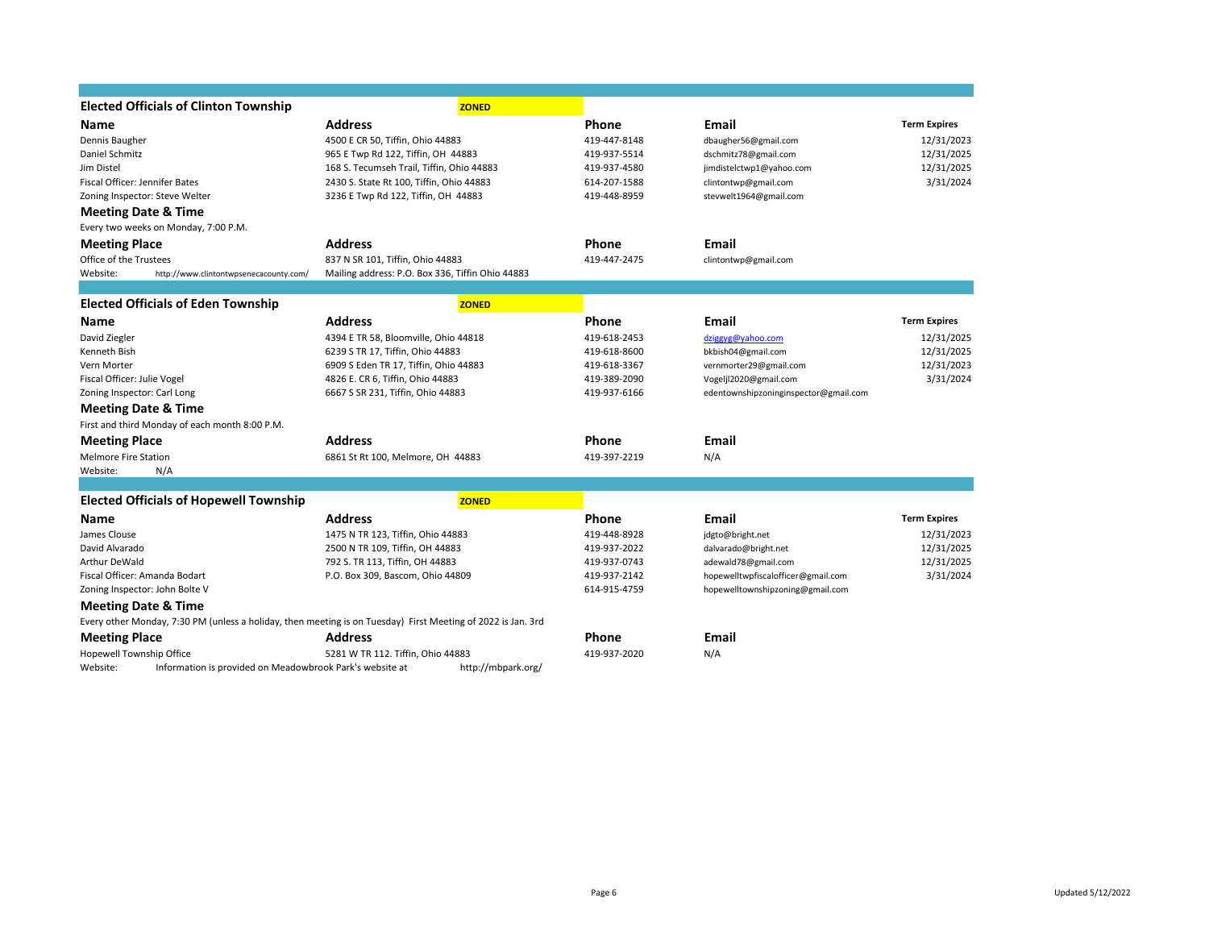## Elected Officials of Clinton Township

**ZONED**

| Name | Address | Phone | Email | Term Expires |
|---|---|---|---|---|
| Dennis Baugher | 4500 E CR 50, Tiffin, Ohio 44883 | 419-447-8148 | dbaugher56@gmail.com | 12/31/2023 |
| Daniel Schmitz | 965 E Twp Rd 122, Tiffin, OH 44883 | 419-937-5514 | dschmitz78@gmail.com | 12/31/2025 |
| Jim Distel | 168 S. Tecumseh Trail, Tiffin, Ohio 44883 | 419-937-4580 | jimdistelctwp1@yahoo.com | 12/31/2025 |
| Fiscal Officer: Jennifer Bates | 2430 S. State Rt 100, Tiffin, Ohio 44883 | 614-207-1588 | clintontwp@gmail.com | 3/31/2024 |
| Zoning Inspector: Steve Welter | 3236 E Twp Rd 122, Tiffin, OH 44883 | 419-448-8959 | stevwelt1964@gmail.com | |

### Meeting Date & Time

Every two weeks on Monday, 7:00 P.M.

| Meeting Place | Address | Phone | Email |
|---|---|---|---|
| Office of the Trustees | 837 N SR 101, Tiffin, Ohio 44883 | 419-447-2475 | clintontwp@gmail.com |

Website: http://www.clintontwpsenecacounty.com/ Mailing address: P.O. Box 336, Tiffin Ohio 44883

## Elected Officials of Eden Township

**ZONED**

| Name | Address | Phone | Email | Term Expires |
|---|---|---|---|---|
| David Ziegler | 4394 E TR 58, Bloomville, Ohio 44818 | 419-618-2453 | dziggyg@yahoo.com | 12/31/2025 |
| Kenneth Bish | 6239 S TR 17, Tiffin, Ohio 44883 | 419-618-8600 | bkbish04@gmail.com | 12/31/2025 |
| Vern Morter | 6909 S Eden TR 17, Tiffin, Ohio 44883 | 419-618-3367 | vernmorter29@gmail.com | 12/31/2023 |
| Fiscal Officer: Julie Vogel | 4826 E. CR 6, Tiffin, Ohio 44883 | 419-389-2090 | Vogeljl2020@gmail.com | 3/31/2024 |
| Zoning Inspector: Carl Long | 6667 S SR 231, Tiffin, Ohio 44883 | 419-937-6166 | edentownshipzoninginspector@gmail.com | |

### Meeting Date & Time

First and third Monday of each month 8:00 P.M.

| Meeting Place | Address | Phone | Email |
|---|---|---|---|
| Melmore Fire Station | 6861 St Rt 100, Melmore, OH 44883 | 419-397-2219 | N/A |

Website: N/A

## Elected Officials of Hopewell Township

**ZONED**

| Name | Address | Phone | Email | Term Expires |
|---|---|---|---|---|
| James Clouse | 1475 N TR 123, Tiffin, Ohio 44883 | 419-448-8928 | jdgto@bright.net | 12/31/2023 |
| David Alvarado | 2500 N TR 109, Tiffin, OH 44883 | 419-937-2022 | dalvarado@bright.net | 12/31/2025 |
| Arthur DeWald | 792 S. TR 113, Tiffin, OH 44883 | 419-937-0743 | adewald78@gmail.com | 12/31/2025 |
| Fiscal Officer: Amanda Bodart | P.O. Box 309, Bascom, Ohio 44809 | 419-937-2142 | hopewelltwpfiscalofficer@gmail.com | 3/31/2024 |
| Zoning Inspector: John Bolte V | | 614-915-4759 | hopewelltownshipzoning@gmail.com | |

### Meeting Date & Time

Every other Monday, 7:30 PM (unless a holiday, then meeting is on Tuesday) First Meeting of 2022 is Jan. 3rd

| Meeting Place | Address | Phone | Email |
|---|---|---|---|
| Hopewell Township Office | 5281 W TR 112. Tiffin, Ohio 44883 | 419-937-2020 | N/A |

Website: Information is provided on Meadowbrook Park's website at http://mbpark.org/

Updated 5/12/2022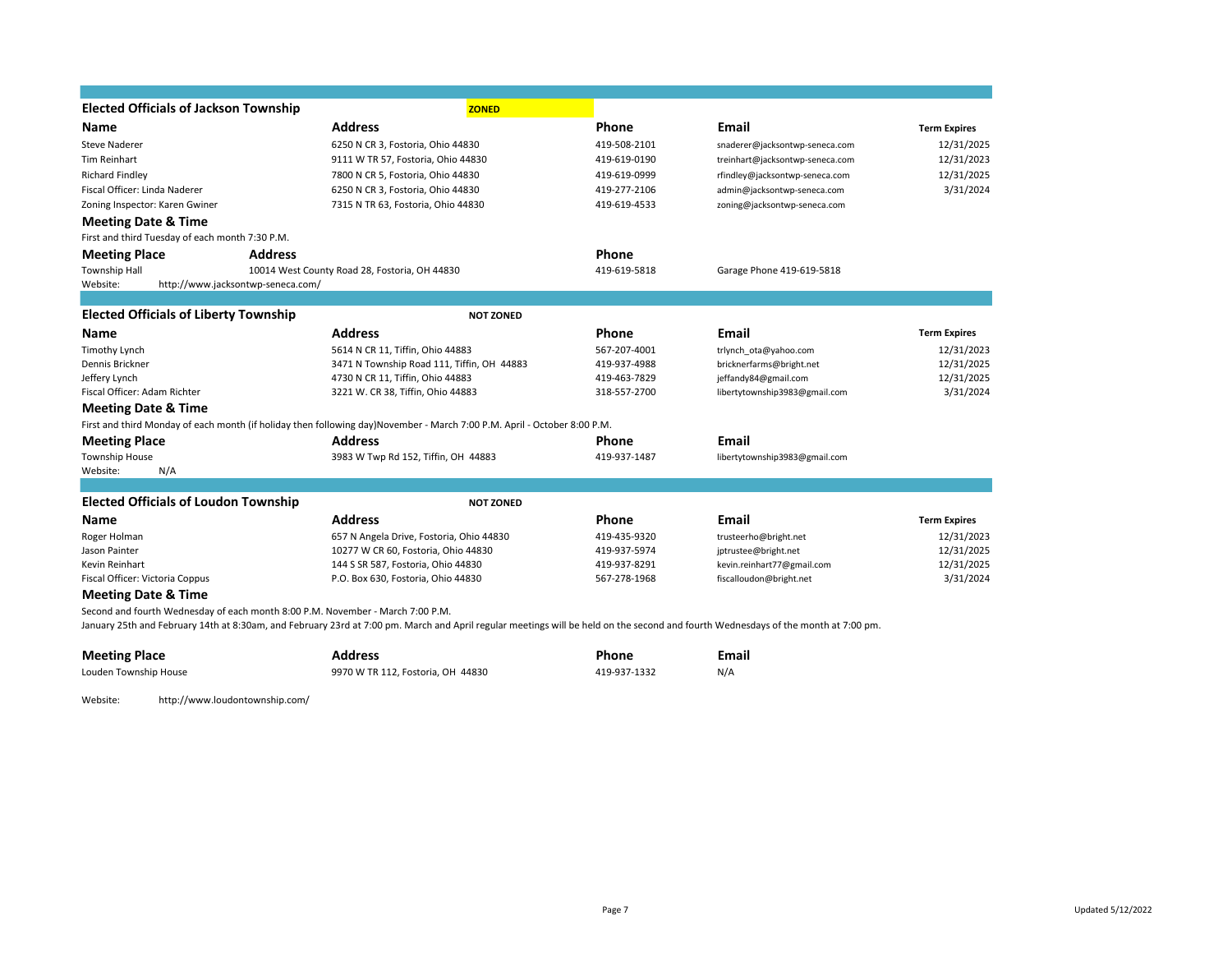## Elected Officials of Jackson Township

**ZONED**

| Name | Address | Phone | Email | Term Expires |
| --- | --- | --- | --- | --- |
| Steve Naderer | 6250 N CR 3, Fostoria, Ohio 44830 | 419-508-2101 | snaderer@jacksontwp-seneca.com | 12/31/2025 |
| Tim Reinhart | 9111 W TR 57, Fostoria, Ohio 44830 | 419-619-0190 | treinhart@jacksontwp-seneca.com | 12/31/2023 |
| Richard Findley | 7800 N CR 5, Fostoria, Ohio 44830 | 419-619-0999 | rfindley@jacksontwp-seneca.com | 12/31/2025 |
| Fiscal Officer: Linda Naderer | 6250 N CR 3, Fostoria, Ohio 44830 | 419-277-2106 | admin@jacksontwp-seneca.com | 3/31/2024 |
| Zoning Inspector: Karen Gwiner | 7315 N TR 63, Fostoria, Ohio 44830 | 419-619-4533 | zoning@jacksontwp-seneca.com | |

### Meeting Date & Time

First and third Tuesday of each month 7:30 P.M.

| Meeting Place | Address | Phone | |
| --- | --- | --- | --- |
| Township Hall | 10014 West County Road 28, Fostoria, OH 44830 | 419-619-5818 | Garage Phone 419-619-5818 |

Website: http://www.jacksontwp-seneca.com/

## Elected Officials of Liberty Township

**NOT ZONED**

| Name | Address | Phone | Email | Term Expires |
| --- | --- | --- | --- | --- |
| Timothy Lynch | 5614 N CR 11, Tiffin, Ohio 44883 | 567-207-4001 | trlynch_ota@yahoo.com | 12/31/2023 |
| Dennis Brickner | 3471 N Township Road 111, Tiffin, OH 44883 | 419-937-4988 | bricknerfarms@bright.net | 12/31/2025 |
| Jeffery Lynch | 4730 N CR 11, Tiffin, Ohio 44883 | 419-463-7829 | jeffandy84@gmail.com | 12/31/2025 |
| Fiscal Officer: Adam Richter | 3221 W. CR 38, Tiffin, Ohio 44883 | 318-557-2700 | libertytownship3983@gmail.com | 3/31/2024 |

### Meeting Date & Time

First and third Monday of each month (if holiday then following day)November - March 7:00 P.M. April - October 8:00 P.M.

| Meeting Place | Address | Phone | Email |
| --- | --- | --- | --- |
| Township House | 3983 W Twp Rd 152, Tiffin, OH 44883 | 419-937-1487 | libertytownship3983@gmail.com |

Website: N/A

## Elected Officials of Loudon Township

**NOT ZONED**

| Name | Address | Phone | Email | Term Expires |
| --- | --- | --- | --- | --- |
| Roger Holman | 657 N Angela Drive, Fostoria, Ohio 44830 | 419-435-9320 | trusteerho@bright.net | 12/31/2023 |
| Jason Painter | 10277 W CR 60, Fostoria, Ohio 44830 | 419-937-5974 | jptrustee@bright.net | 12/31/2025 |
| Kevin Reinhart | 144 S SR 587, Fostoria, Ohio 44830 | 419-937-8291 | kevin.reinhart77@gmail.com | 12/31/2025 |
| Fiscal Officer: Victoria Coppus | P.O. Box 630, Fostoria, Ohio 44830 | 567-278-1968 | fiscalloudon@bright.net | 3/31/2024 |

### Meeting Date & Time

Second and fourth Wednesday of each month 8:00 P.M. November - March 7:00 P.M.

January 25th and February 14th at 8:30am, and February 23rd at 7:00 pm. March and April regular meetings will be held on the second and fourth Wednesdays of the month at 7:00 pm.

| Meeting Place | Address | Phone | Email |
| --- | --- | --- | --- |
| Louden Township House | 9970 W TR 112, Fostoria, OH 44830 | 419-937-1332 | N/A |

Website: http://www.loudontownship.com/

Updated 5/12/2022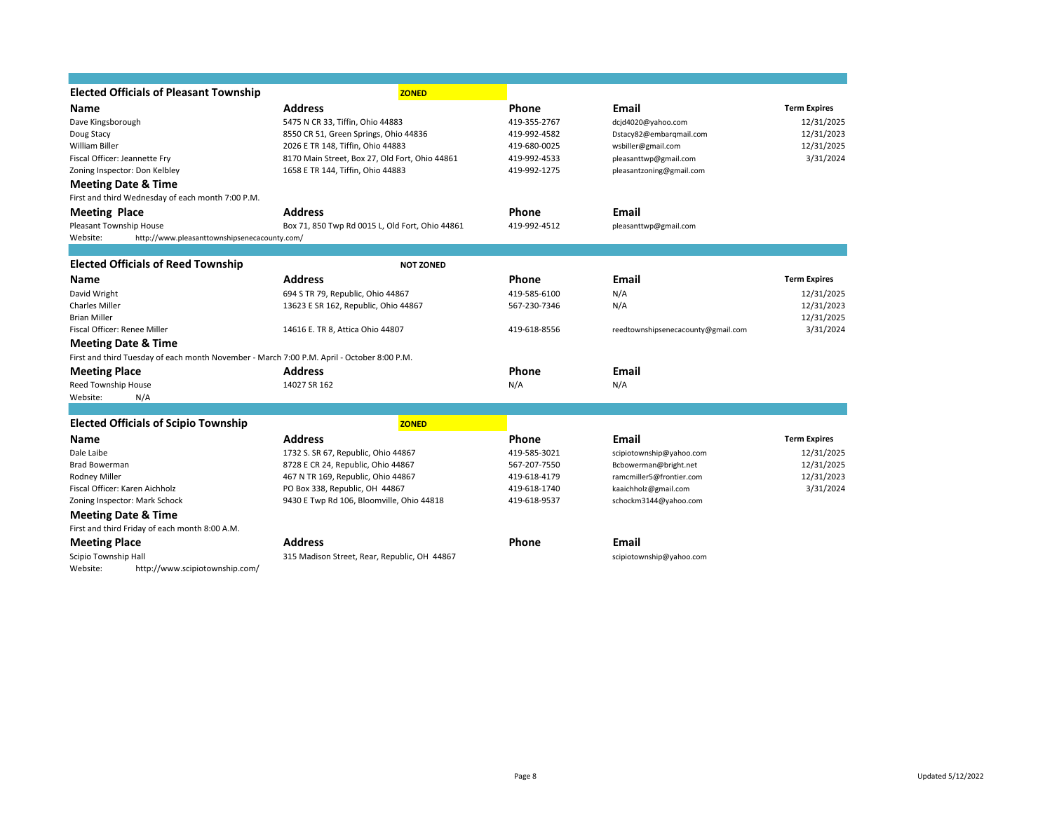## Elected Officials of Pleasant Township

**ZONED**

| Name | Address | Phone | Email | Term Expires |
|---|---|---|---|---|
| Dave Kingsborough | 5475 N CR 33, Tiffin, Ohio 44883 | 419-355-2767 | dcjd4020@yahoo.com | 12/31/2025 |
| Doug Stacy | 8550 CR 51, Green Springs, Ohio 44836 | 419-992-4582 | Dstacy82@embarqmail.com | 12/31/2023 |
| William Biller | 2026 E TR 148, Tiffin, Ohio 44883 | 419-680-0025 | wsbiller@gmail.com | 12/31/2025 |
| Fiscal Officer: Jeannette Fry | 8170 Main Street, Box 27, Old Fort, Ohio 44861 | 419-992-4533 | pleasanttwp@gmail.com | 3/31/2024 |
| Zoning Inspector: Don Kelbley | 1658 E TR 144, Tiffin, Ohio 44883 | 419-992-1275 | pleasantzoning@gmail.com | |

### Meeting Date & Time

First and third Wednesday of each month 7:00 P.M.

| Meeting Place | Address | Phone | Email |
|---|---|---|---|
| Pleasant Township House | Box 71, 850 Twp Rd 0015 L, Old Fort, Ohio 44861 | 419-992-4512 | pleasanttwp@gmail.com |

Website: http://www.pleasanttownshipsenecacounty.com/

## Elected Officials of Reed Township

**NOT ZONED**

| Name | Address | Phone | Email | Term Expires |
|---|---|---|---|---|
| David Wright | 694 S TR 79, Republic, Ohio 44867 | 419-585-6100 | N/A | 12/31/2025 |
| Charles Miller | 13623 E SR 162, Republic, Ohio 44867 | 567-230-7346 | N/A | 12/31/2023 |
| Brian Miller | | | | 12/31/2025 |
| Fiscal Officer: Renee Miller | 14616 E. TR 8, Attica Ohio 44807 | 419-618-8556 | reedtownshipsenecacounty@gmail.com | 3/31/2024 |

### Meeting Date & Time

First and third Tuesday of each month November - March 7:00 P.M. April - October 8:00 P.M.

| Meeting Place | Address | Phone | Email |
|---|---|---|---|
| Reed Township House | 14027 SR 162 | N/A | N/A |

Website: N/A

## Elected Officials of Scipio Township

**ZONED**

| Name | Address | Phone | Email | Term Expires |
|---|---|---|---|---|
| Dale Laibe | 1732 S. SR 67, Republic, Ohio 44867 | 419-585-3021 | scipiotownship@yahoo.com | 12/31/2025 |
| Brad Bowerman | 8728 E CR 24, Republic, Ohio 44867 | 567-207-7550 | Bcbowerman@bright.net | 12/31/2025 |
| Rodney Miller | 467 N TR 169, Republic, Ohio 44867 | 419-618-4179 | ramcmiller5@frontier.com | 12/31/2023 |
| Fiscal Officer: Karen Aichholz | PO Box 338, Republic, OH 44867 | 419-618-1740 | kaaichholz@gmail.com | 3/31/2024 |
| Zoning Inspector: Mark Schock | 9430 E Twp Rd 106, Bloomville, Ohio 44818 | 419-618-9537 | schockm3144@yahoo.com | |

### Meeting Date & Time

First and third Friday of each month 8:00 A.M.

| Meeting Place | Address | Phone | Email |
|---|---|---|---|
| Scipio Township Hall | 315 Madison Street, Rear, Republic, OH 44867 | | scipiotownship@yahoo.com |

Website: http://www.scipiotownship.com/

Updated 5/12/2022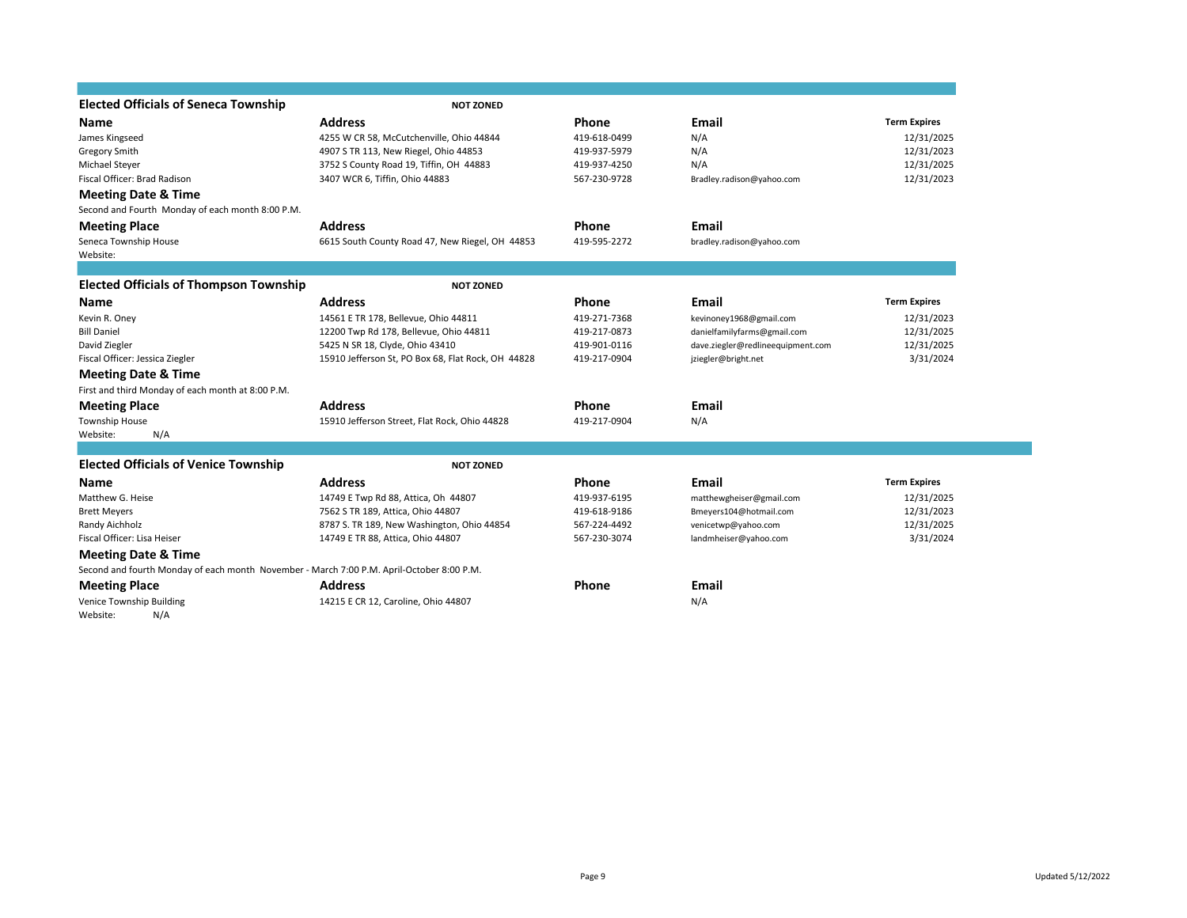## Elected Officials of Seneca Township

**NOT ZONED**

| Name | Address | Phone | Email | Term Expires |
|---|---|---|---|---|
| James Kingseed | 4255 W CR 58, McCutchenville, Ohio 44844 | 419-618-0499 | N/A | 12/31/2025 |
| Gregory Smith | 4907 S TR 113, New Riegel, Ohio 44853 | 419-937-5979 | N/A | 12/31/2023 |
| Michael Steyer | 3752 S County Road 19, Tiffin, OH 44883 | 419-937-4250 | N/A | 12/31/2025 |
| Fiscal Officer: Brad Radison | 3407 WCR 6, Tiffin, Ohio 44883 | 567-230-9728 | Bradley.radison@yahoo.com | 12/31/2023 |

**Meeting Date & Time**

Second and Fourth Monday of each month 8:00 P.M.

| Meeting Place | Address | Phone | Email |
|---|---|---|---|
| Seneca Township House | 6615 South County Road 47, New Riegel, OH 44853 | 419-595-2272 | bradley.radison@yahoo.com |

Website:

## Elected Officials of Thompson Township

**NOT ZONED**

| Name | Address | Phone | Email | Term Expires |
|---|---|---|---|---|
| Kevin R. Oney | 14561 E TR 178, Bellevue, Ohio 44811 | 419-271-7368 | kevinoney1968@gmail.com | 12/31/2023 |
| Bill Daniel | 12200 Twp Rd 178, Bellevue, Ohio 44811 | 419-217-0873 | danielfamilyfarms@gmail.com | 12/31/2025 |
| David Ziegler | 5425 N SR 18, Clyde, Ohio 43410 | 419-901-0116 | dave.ziegler@redlineequipment.com | 12/31/2025 |
| Fiscal Officer: Jessica Ziegler | 15910 Jefferson St, PO Box 68, Flat Rock, OH 44828 | 419-217-0904 | jziegler@bright.net | 3/31/2024 |

**Meeting Date & Time**

First and third Monday of each month at 8:00 P.M.

| Meeting Place | Address | Phone | Email |
|---|---|---|---|
| Township House | 15910 Jefferson Street, Flat Rock, Ohio 44828 | 419-217-0904 | N/A |

Website: N/A

## Elected Officials of Venice Township

**NOT ZONED**

| Name | Address | Phone | Email | Term Expires |
|---|---|---|---|---|
| Matthew G. Heise | 14749 E Twp Rd 88, Attica, Oh 44807 | 419-937-6195 | matthewgheiser@gmail.com | 12/31/2025 |
| Brett Meyers | 7562 S TR 189, Attica, Ohio 44807 | 419-618-9186 | Bmeyers104@hotmail.com | 12/31/2023 |
| Randy Aichholz | 8787 S. TR 189, New Washington, Ohio 44854 | 567-224-4492 | venicetwp@yahoo.com | 12/31/2025 |
| Fiscal Officer: Lisa Heiser | 14749 E TR 88, Attica, Ohio 44807 | 567-230-3074 | landmheiser@yahoo.com | 3/31/2024 |

**Meeting Date & Time**

Second and fourth Monday of each month November - March 7:00 P.M. April-October 8:00 P.M.

| Meeting Place | Address | Phone | Email |
|---|---|---|---|
| Venice Township Building | 14215 E CR 12, Caroline, Ohio 44807 | | N/A |

Website: N/A

Updated 5/12/2022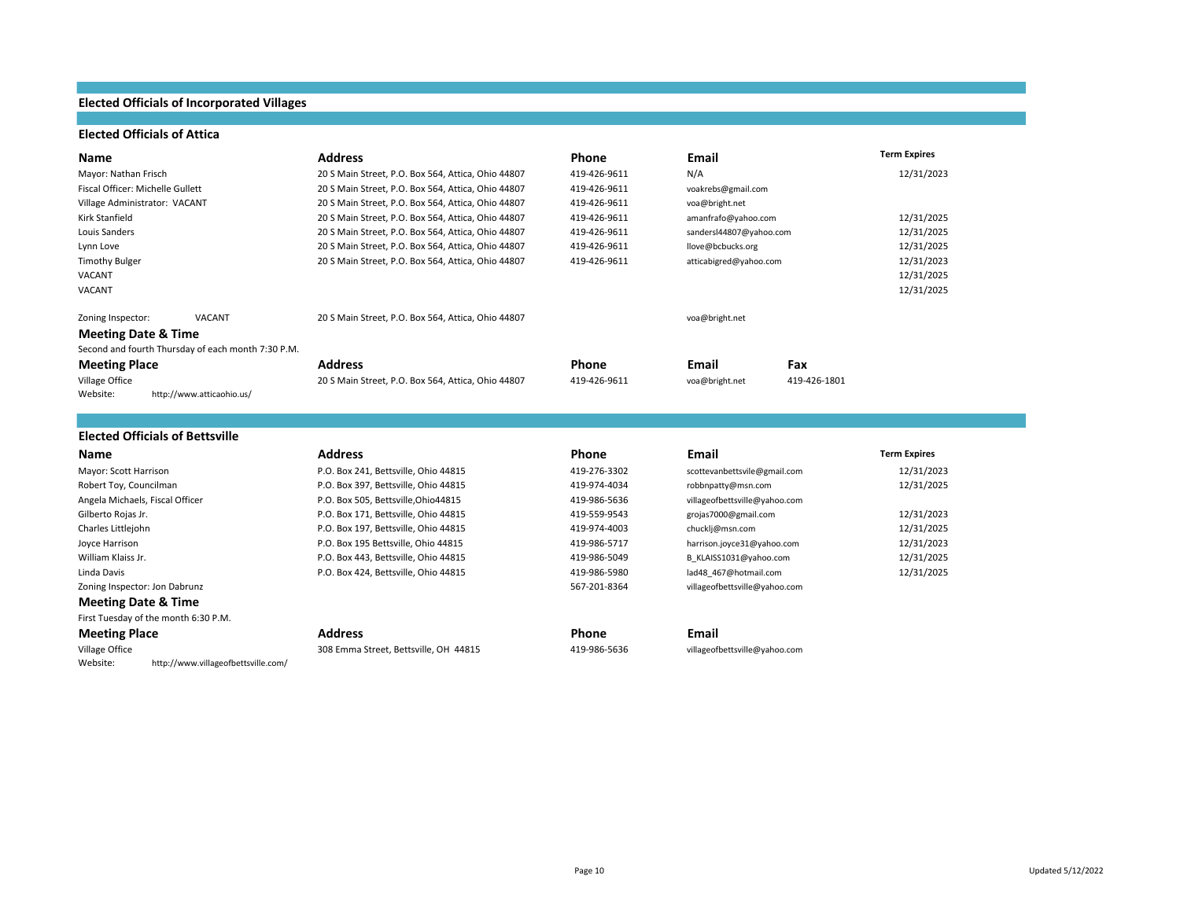# Elected Officials of Incorporated Villages

## Elected Officials of Attica

| Name | Address | Phone | Email | Term Expires |
|---|---|---|---|---|
| Mayor: Nathan Frisch | 20 S Main Street, P.O. Box 564, Attica, Ohio 44807 | 419-426-9611 | N/A | 12/31/2023 |
| Fiscal Officer: Michelle Gullett | 20 S Main Street, P.O. Box 564, Attica, Ohio 44807 | 419-426-9611 | voakrebs@gmail.com | |
| Village Administrator: VACANT | 20 S Main Street, P.O. Box 564, Attica, Ohio 44807 | 419-426-9611 | voa@bright.net | |
| Kirk Stanfield | 20 S Main Street, P.O. Box 564, Attica, Ohio 44807 | 419-426-9611 | amanfrafo@yahoo.com | 12/31/2025 |
| Louis Sanders | 20 S Main Street, P.O. Box 564, Attica, Ohio 44807 | 419-426-9611 | sandersl44807@yahoo.com | 12/31/2025 |
| Lynn Love | 20 S Main Street, P.O. Box 564, Attica, Ohio 44807 | 419-426-9611 | llove@bcbucks.org | 12/31/2025 |
| Timothy Bulger | 20 S Main Street, P.O. Box 564, Attica, Ohio 44807 | 419-426-9611 | atticabigred@yahoo.com | 12/31/2023 |
| VACANT | | | | 12/31/2025 |
| VACANT | | | | 12/31/2025 |
| Zoning Inspector: VACANT | 20 S Main Street, P.O. Box 564, Attica, Ohio 44807 | | voa@bright.net | |

### Meeting Date & Time

Second and fourth Thursday of each month 7:30 P.M.

| Meeting Place | Address | Phone | Email | Fax |
|---|---|---|---|---|
| Village Office | 20 S Main Street, P.O. Box 564, Attica, Ohio 44807 | 419-426-9611 | voa@bright.net | 419-426-1801 |

Website: http://www.atticaohio.us/

## Elected Officials of Bettsville

| Name | Address | Phone | Email | Term Expires |
|---|---|---|---|---|
| Mayor: Scott Harrison | P.O. Box 241, Bettsville, Ohio 44815 | 419-276-3302 | scottevanbettsvile@gmail.com | 12/31/2023 |
| Robert Toy, Councilman | P.O. Box 397, Bettsville, Ohio 44815 | 419-974-4034 | robbnpatty@msn.com | 12/31/2025 |
| Angela Michaels, Fiscal Officer | P.O. Box 505, Bettsville,Ohio44815 | 419-986-5636 | villageofbettsville@yahoo.com | |
| Gilberto Rojas Jr. | P.O. Box 171, Bettsville, Ohio 44815 | 419-559-9543 | grojas7000@gmail.com | 12/31/2023 |
| Charles Littlejohn | P.O. Box 197, Bettsville, Ohio 44815 | 419-974-4003 | chucklj@msn.com | 12/31/2025 |
| Joyce Harrison | P.O. Box 195 Bettsville, Ohio 44815 | 419-986-5717 | harrison.joyce31@yahoo.com | 12/31/2023 |
| William Klaiss Jr. | P.O. Box 443, Bettsville, Ohio 44815 | 419-986-5049 | B_KLAISS1031@yahoo.com | 12/31/2025 |
| Linda Davis | P.O. Box 424, Bettsville, Ohio 44815 | 419-986-5980 | lad48_467@hotmail.com | 12/31/2025 |
| Zoning Inspector: Jon Dabrunz | | 567-201-8364 | villageofbettsville@yahoo.com | |

### Meeting Date & Time

First Tuesday of the month 6:30 P.M.

| Meeting Place | Address | Phone | Email |
|---|---|---|---|
| Village Office | 308 Emma Street, Bettsville, OH 44815 | 419-986-5636 | villageofbettsville@yahoo.com |

Website: http://www.villageofbettsville.com/

Updated 5/12/2022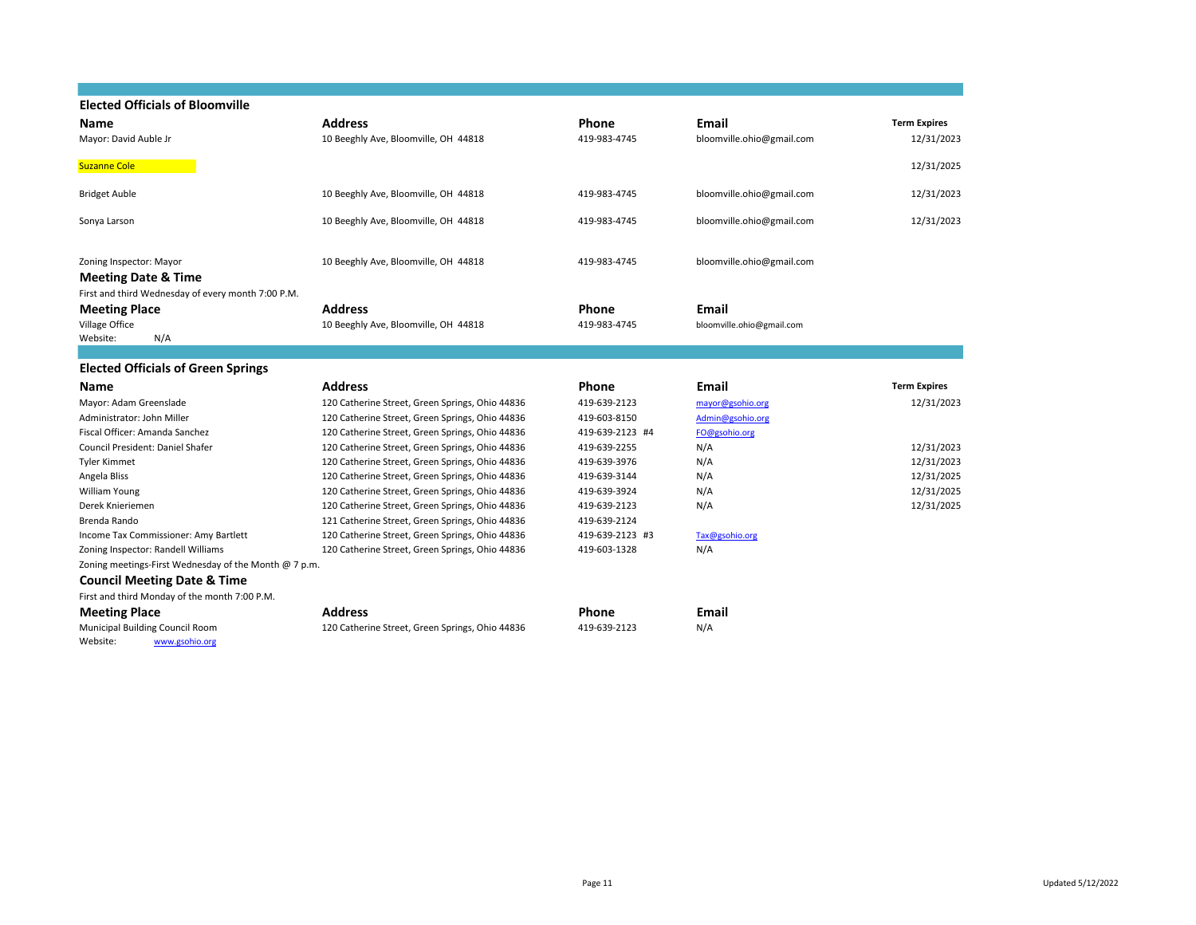## Elected Officials of Bloomville

| Name | Address | Phone | Email | Term Expires |
|---|---|---|---|---|
| Mayor: David Auble Jr | 10 Beeghly Ave, Bloomville, OH 44818 | 419-983-4745 | bloomville.ohio@gmail.com | 12/31/2023 |
| Suzanne Cole | | | | 12/31/2025 |
| Bridget Auble | 10 Beeghly Ave, Bloomville, OH 44818 | 419-983-4745 | bloomville.ohio@gmail.com | 12/31/2023 |
| Sonya Larson | 10 Beeghly Ave, Bloomville, OH 44818 | 419-983-4745 | bloomville.ohio@gmail.com | 12/31/2023 |
| Zoning Inspector: Mayor | 10 Beeghly Ave, Bloomville, OH 44818 | 419-983-4745 | bloomville.ohio@gmail.com | |

### Meeting Date & Time

First and third Wednesday of every month 7:00 P.M.

| Meeting Place | Address | Phone | Email |
|---|---|---|---|
| Village Office | 10 Beeghly Ave, Bloomville, OH 44818 | 419-983-4745 | bloomville.ohio@gmail.com |

Website: N/A

## Elected Officials of Green Springs

| Name | Address | Phone | Email | Term Expires |
|---|---|---|---|---|
| Mayor: Adam Greenslade | 120 Catherine Street, Green Springs, Ohio 44836 | 419-639-2123 | mayor@gsohio.org | 12/31/2023 |
| Administrator: John Miller | 120 Catherine Street, Green Springs, Ohio 44836 | 419-603-8150 | Admin@gsohio.org | |
| Fiscal Officer: Amanda Sanchez | 120 Catherine Street, Green Springs, Ohio 44836 | 419-639-2123 #4 | FO@gsohio.org | |
| Council President: Daniel Shafer | 120 Catherine Street, Green Springs, Ohio 44836 | 419-639-2255 | N/A | 12/31/2023 |
| Tyler Kimmet | 120 Catherine Street, Green Springs, Ohio 44836 | 419-639-3976 | N/A | 12/31/2023 |
| Angela Bliss | 120 Catherine Street, Green Springs, Ohio 44836 | 419-639-3144 | N/A | 12/31/2025 |
| William Young | 120 Catherine Street, Green Springs, Ohio 44836 | 419-639-3924 | N/A | 12/31/2025 |
| Derek Knieriemen | 120 Catherine Street, Green Springs, Ohio 44836 | 419-639-2123 | N/A | 12/31/2025 |
| Brenda Rando | 121 Catherine Street, Green Springs, Ohio 44836 | 419-639-2124 | | |
| Income Tax Commissioner: Amy Bartlett | 120 Catherine Street, Green Springs, Ohio 44836 | 419-639-2123 #3 | Tax@gsohio.org | |
| Zoning Inspector: Randell Williams | 120 Catherine Street, Green Springs, Ohio 44836 | 419-603-1328 | N/A | |

Zoning meetings-First Wednesday of the Month @ 7 p.m.

### Council Meeting Date & Time

First and third Monday of the month 7:00 P.M.

| Meeting Place | Address | Phone | Email |
|---|---|---|---|
| Municipal Building Council Room | 120 Catherine Street, Green Springs, Ohio 44836 | 419-639-2123 | N/A |

Website: www.gsohio.org

Updated 5/12/2022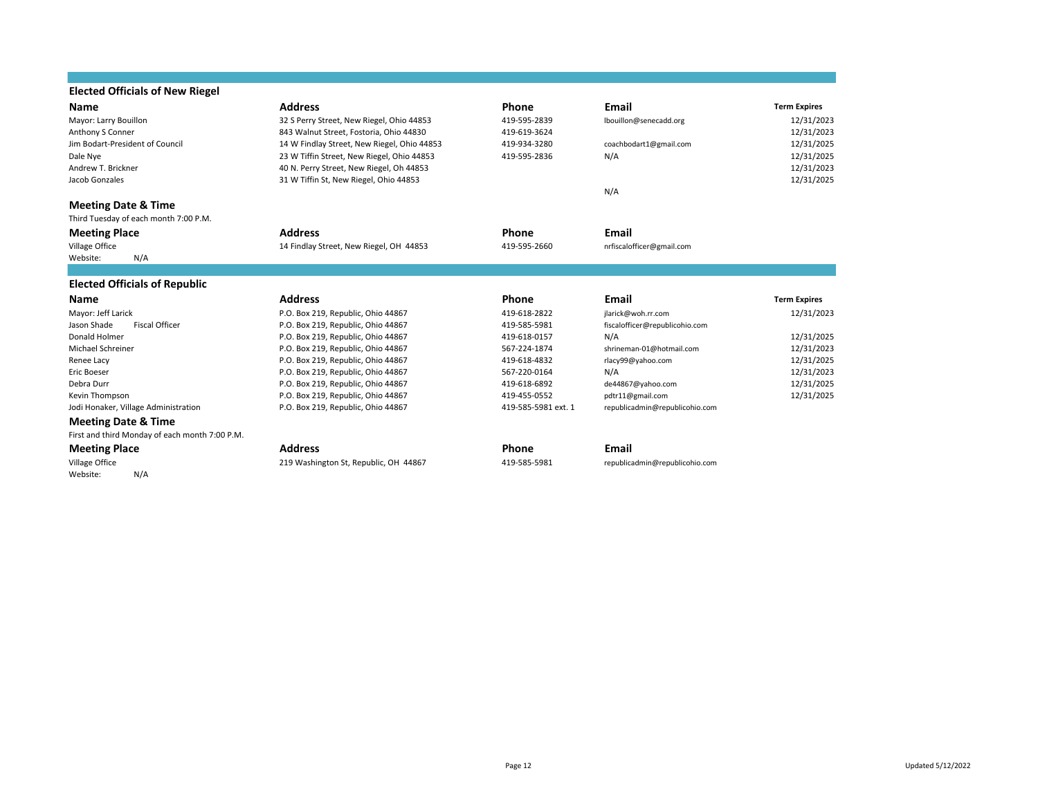## Elected Officials of New Riegel

| Name | Address | Phone | Email | Term Expires |
|---|---|---|---|---|
| Mayor: Larry Bouillon | 32 S Perry Street, New Riegel, Ohio 44853 | 419-595-2839 | lbouillon@senecadd.org | 12/31/2023 |
| Anthony S Conner | 843 Walnut Street, Fostoria, Ohio 44830 | 419-619-3624 | | 12/31/2023 |
| Jim Bodart-President of Council | 14 W Findlay Street, New Riegel, Ohio 44853 | 419-934-3280 | coachbodart1@gmail.com | 12/31/2025 |
| Dale Nye | 23 W Tiffin Street, New Riegel, Ohio 44853 | 419-595-2836 | N/A | 12/31/2025 |
| Andrew T. Brickner | 40 N. Perry Street, New Riegel, Oh 44853 | | | 12/31/2023 |
| Jacob Gonzales | 31 W Tiffin St, New Riegel, Ohio 44853 | | | 12/31/2025 |
| | | | N/A | |

### Meeting Date & Time

Third Tuesday of each month 7:00 P.M.

| Meeting Place | Address | Phone | Email |
|---|---|---|---|
| Village Office | 14 Findlay Street, New Riegel, OH 44853 | 419-595-2660 | nrfiscalofficer@gmail.com |

Website: N/A

## Elected Officials of Republic

| Name | Address | Phone | Email | Term Expires |
|---|---|---|---|---|
| Mayor: Jeff Larick | P.O. Box 219, Republic, Ohio 44867 | 419-618-2822 | jlarick@woh.rr.com | 12/31/2023 |
| Jason Shade Fiscal Officer | P.O. Box 219, Republic, Ohio 44867 | 419-585-5981 | fiscalofficer@republicohio.com | |
| Donald Holmer | P.O. Box 219, Republic, Ohio 44867 | 419-618-0157 | N/A | 12/31/2025 |
| Michael Schreiner | P.O. Box 219, Republic, Ohio 44867 | 567-224-1874 | shrineman-01@hotmail.com | 12/31/2023 |
| Renee Lacy | P.O. Box 219, Republic, Ohio 44867 | 419-618-4832 | rlacy99@yahoo.com | 12/31/2025 |
| Eric Boeser | P.O. Box 219, Republic, Ohio 44867 | 567-220-0164 | N/A | 12/31/2023 |
| Debra Durr | P.O. Box 219, Republic, Ohio 44867 | 419-618-6892 | de44867@yahoo.com | 12/31/2025 |
| Kevin Thompson | P.O. Box 219, Republic, Ohio 44867 | 419-455-0552 | pdtr11@gmail.com | 12/31/2025 |
| Jodi Honaker, Village Administration | P.O. Box 219, Republic, Ohio 44867 | 419-585-5981 ext. 1 | republicadmin@republicohio.com | |

### Meeting Date & Time

First and third Monday of each month 7:00 P.M.

| Meeting Place | Address | Phone | Email |
|---|---|---|---|
| Village Office | 219 Washington St, Republic, OH 44867 | 419-585-5981 | republicadmin@republicohio.com |

Website: N/A

Updated 5/12/2022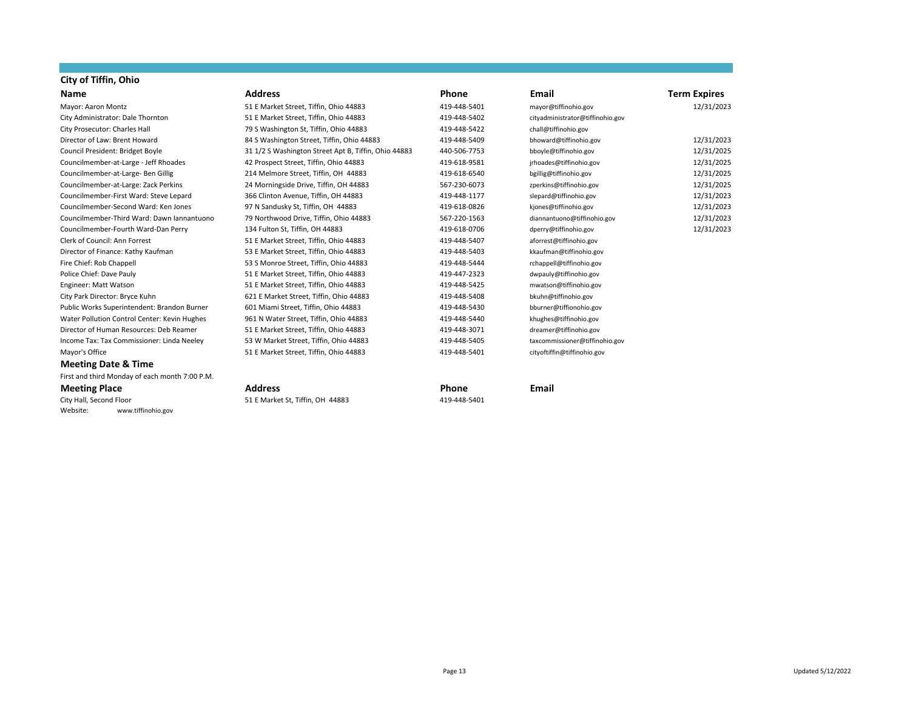## City of Tiffin, Ohio

| Name | Address | Phone | Email | Term Expires |
|---|---|---|---|---|
| Mayor: Aaron Montz | 51 E Market Street, Tiffin, Ohio 44883 | 419-448-5401 | mayor@tiffinohio.gov | 12/31/2023 |
| City Administrator: Dale Thornton | 51 E Market Street, Tiffin, Ohio 44883 | 419-448-5402 | cityadministrator@tiffinohio.gov | |
| City Prosecutor: Charles Hall | 79 S Washington St, Tiffin, Ohio 44883 | 419-448-5422 | chall@tiffinohio.gov | |
| Director of Law: Brent Howard | 84 S Washington Street, Tiffin, Ohio 44883 | 419-448-5409 | bhoward@tiffinohio.gov | 12/31/2023 |
| Council President: Bridget Boyle | 31 1/2 S Washington Street Apt B, Tiffin, Ohio 44883 | 440-506-7753 | bboyle@tiffinohio.gov | 12/31/2025 |
| Councilmember-at-Large - Jeff Rhoades | 42 Prospect Street, Tiffin, Ohio 44883 | 419-618-9581 | jrhoades@tiffinohio.gov | 12/31/2025 |
| Councilmember-at-Large- Ben Gillig | 214 Melmore Street, Tiffin, OH 44883 | 419-618-6540 | bgillig@tiffinohio.gov | 12/31/2025 |
| Councilmember-at-Large: Zack Perkins | 24 Morningside Drive, Tiffin, OH 44883 | 567-230-6073 | zperkins@tiffinohio.gov | 12/31/2025 |
| Councilmember-First Ward: Steve Lepard | 366 Clinton Avenue, Tiffin, OH 44883 | 419-448-1177 | slepard@tiffinohio.gov | 12/31/2023 |
| Councilmember-Second Ward: Ken Jones | 97 N Sandusky St, Tiffin, OH 44883 | 419-618-0826 | kjones@tiffinohio.gov | 12/31/2023 |
| Councilmember-Third Ward: Dawn Iannantuono | 79 Northwood Drive, Tiffin, Ohio 44883 | 567-220-1563 | diannantuono@tiffinohio.gov | 12/31/2023 |
| Councilmember-Fourth Ward-Dan Perry | 134 Fulton St, Tiffin, OH 44883 | 419-618-0706 | dperry@tiffinohio.gov | 12/31/2023 |
| Clerk of Council: Ann Forrest | 51 E Market Street, Tiffin, Ohio 44883 | 419-448-5407 | aforrest@tiffinohio.gov | |
| Director of Finance: Kathy Kaufman | 53 E Market Street, Tiffin, Ohio 44883 | 419-448-5403 | kkaufman@tiffinohio.gov | |
| Fire Chief: Rob Chappell | 53 S Monroe Street, Tiffin, Ohio 44883 | 419-448-5444 | rchappell@tiffinohio.gov | |
| Police Chief: Dave Pauly | 51 E Market Street, Tiffin, Ohio 44883 | 419-447-2323 | dwpauly@tiffinohio.gov | |
| Engineer: Matt Watson | 51 E Market Street, Tiffin, Ohio 44883 | 419-448-5425 | mwatson@tiffinohio.gov | |
| City Park Director: Bryce Kuhn | 621 E Market Street, Tiffin, Ohio 44883 | 419-448-5408 | bkuhn@tiffinohio.gov | |
| Public Works Superintendent: Brandon Burner | 601 Miami Street, Tiffin, Ohio 44883 | 419-448-5430 | bburner@tiffionohio.gov | |
| Water Pollution Control Center: Kevin Hughes | 961 N Water Street, Tiffin, Ohio 44883 | 419-448-5440 | khughes@tiffinohio.gov | |
| Director of Human Resources: Deb Reamer | 51 E Market Street, Tiffin, Ohio 44883 | 419-448-3071 | dreamer@tiffinohio.gov | |
| Income Tax: Tax Commissioner: Linda Neeley | 53 W Market Street, Tiffin, Ohio 44883 | 419-448-5405 | taxcommissioner@tiffinohio.gov | |
| Mayor's Office | 51 E Market Street, Tiffin, Ohio 44883 | 419-448-5401 | cityoftiffin@tiffinohio.gov | |

### Meeting Date & Time

First and third Monday of each month 7:00 P.M.

| Meeting Place | Address | Phone | Email |
|---|---|---|---|
| City Hall, Second Floor | 51 E Market St, Tiffin, OH 44883 | 419-448-5401 | |

Website: www.tiffinohio.gov

Updated 5/12/2022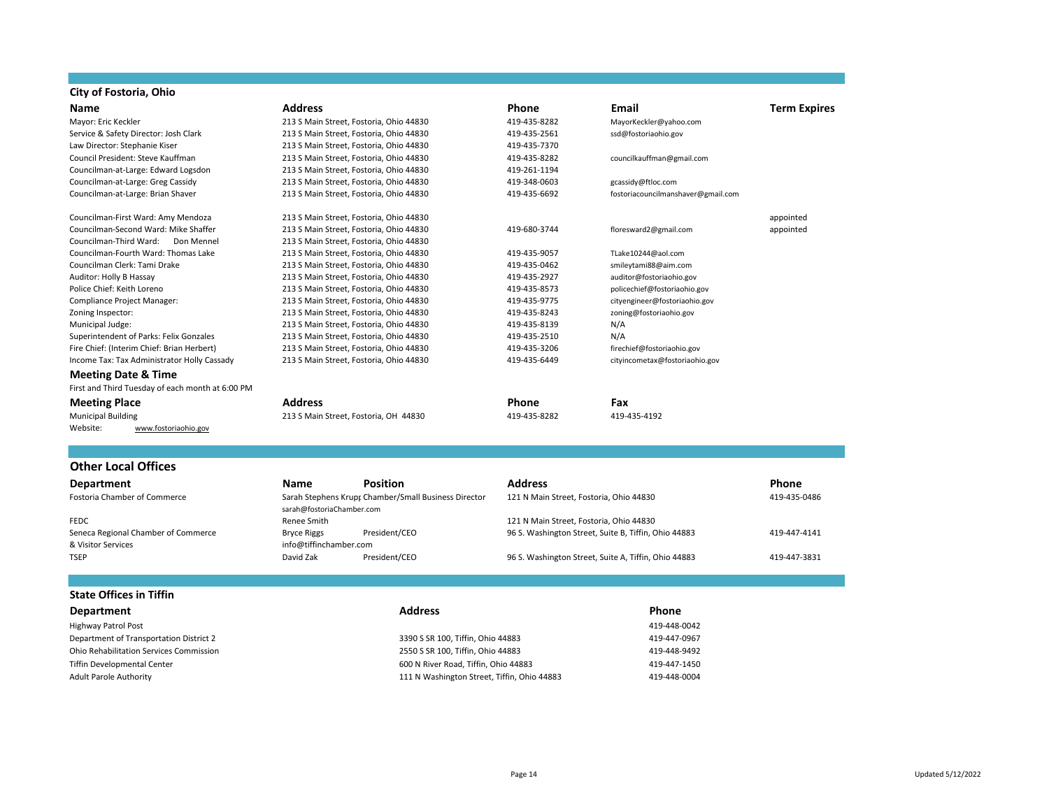## City of Fostoria, Ohio

| Name | Address | Phone | Email | Term Expires |
|---|---|---|---|---|
| Mayor: Eric Keckler | 213 S Main Street, Fostoria, Ohio 44830 | 419-435-8282 | MayorKeckler@yahoo.com | |
| Service & Safety Director: Josh Clark | 213 S Main Street, Fostoria, Ohio 44830 | 419-435-2561 | ssd@fostoriaohio.gov | |
| Law Director: Stephanie Kiser | 213 S Main Street, Fostoria, Ohio 44830 | 419-435-7370 | | |
| Council President: Steve Kauffman | 213 S Main Street, Fostoria, Ohio 44830 | 419-435-8282 | councilkauffman@gmail.com | |
| Councilman-at-Large: Edward Logsdon | 213 S Main Street, Fostoria, Ohio 44830 | 419-261-1194 | | |
| Councilman-at-Large: Greg Cassidy | 213 S Main Street, Fostoria, Ohio 44830 | 419-348-0603 | gcassidy@ftloc.com | |
| Councilman-at-Large: Brian Shaver | 213 S Main Street, Fostoria, Ohio 44830 | 419-435-6692 | fostoriacouncilmanshaver@gmail.com | |
| Councilman-First Ward: Amy Mendoza | 213 S Main Street, Fostoria, Ohio 44830 | | | appointed |
| Councilman-Second Ward: Mike Shaffer | 213 S Main Street, Fostoria, Ohio 44830 | 419-680-3744 | floresward2@gmail.com | appointed |
| Councilman-Third Ward: Don Mennel | 213 S Main Street, Fostoria, Ohio 44830 | | | |
| Councilman-Fourth Ward: Thomas Lake | 213 S Main Street, Fostoria, Ohio 44830 | 419-435-9057 | TLake10244@aol.com | |
| Councilman Clerk: Tami Drake | 213 S Main Street, Fostoria, Ohio 44830 | 419-435-0462 | smileytami88@aim.com | |
| Auditor: Holly B Hassay | 213 S Main Street, Fostoria, Ohio 44830 | 419-435-2927 | auditor@fostoriaohio.gov | |
| Police Chief: Keith Loreno | 213 S Main Street, Fostoria, Ohio 44830 | 419-435-8573 | policechief@fostoriaohio.gov | |
| Compliance Project Manager: | 213 S Main Street, Fostoria, Ohio 44830 | 419-435-9775 | cityengineer@fostoriaohio.gov | |
| Zoning Inspector: | 213 S Main Street, Fostoria, Ohio 44830 | 419-435-8243 | zoning@fostoriaohio.gov | |
| Municipal Judge: | 213 S Main Street, Fostoria, Ohio 44830 | 419-435-8139 | N/A | |
| Superintendent of Parks: Felix Gonzales | 213 S Main Street, Fostoria, Ohio 44830 | 419-435-2510 | N/A | |
| Fire Chief: (Interim Chief: Brian Herbert) | 213 S Main Street, Fostoria, Ohio 44830 | 419-435-3206 | firechief@fostoriaohio.gov | |
| Income Tax: Tax Administrator Holly Cassady | 213 S Main Street, Fostoria, Ohio 44830 | 419-435-6449 | cityincometax@fostoriaohio.gov | |

### Meeting Date & Time

First and Third Tuesday of each month at 6:00 PM

| Meeting Place | Address | Phone | Fax |
|---|---|---|---|
| Municipal Building | 213 S Main Street, Fostoria, OH 44830 | 419-435-8282 | 419-435-4192 |

Website: www.fostoriaohio.gov

## Other Local Offices

| Department | Name | Position | Address | Phone |
|---|---|---|---|---|
| Fostoria Chamber of Commerce | Sarah Stephens Krupp sarah@fostoriaChamber.com | Chamber/Small Business Director | 121 N Main Street, Fostoria, Ohio 44830 | 419-435-0486 |
| FEDC | Renee Smith | | 121 N Main Street, Fostoria, Ohio 44830 | |
| Seneca Regional Chamber of Commerce & Visitor Services | Bryce Riggs info@tiffinchamber.com | President/CEO | 96 S. Washington Street, Suite B, Tiffin, Ohio 44883 | 419-447-4141 |
| TSEP | David Zak | President/CEO | 96 S. Washington Street, Suite A, Tiffin, Ohio 44883 | 419-447-3831 |

## State Offices in Tiffin

| Department | Address | Phone |
|---|---|---|
| Highway Patrol Post | | 419-448-0042 |
| Department of Transportation District 2 | 3390 S SR 100, Tiffin, Ohio 44883 | 419-447-0967 |
| Ohio Rehabilitation Services Commission | 2550 S SR 100, Tiffin, Ohio 44883 | 419-448-9492 |
| Tiffin Developmental Center | 600 N River Road, Tiffin, Ohio 44883 | 419-447-1450 |
| Adult Parole Authority | 111 N Washington Street, Tiffin, Ohio 44883 | 419-448-0004 |

Updated 5/12/2022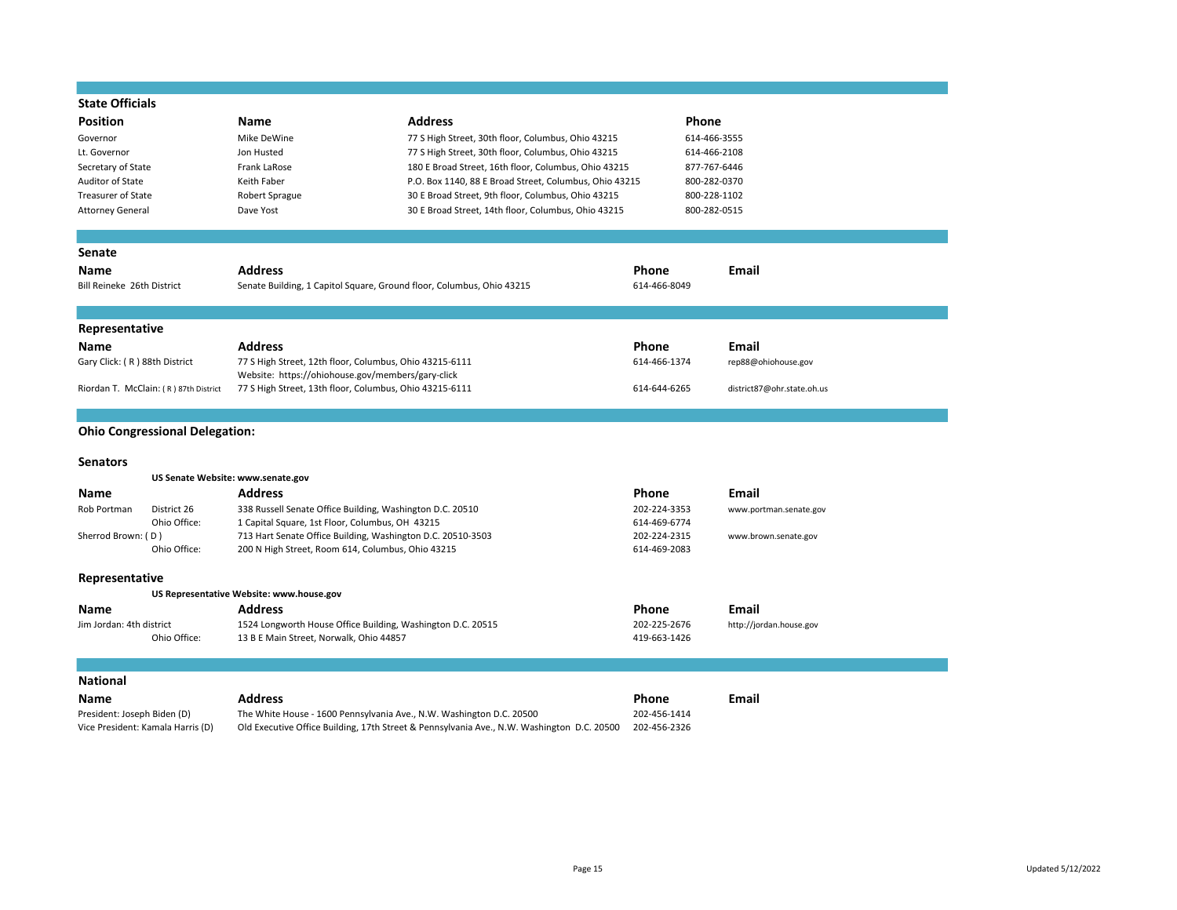## State Officials

| Position | Name | Address | Phone |
|---|---|---|---|
| Governor | Mike DeWine | 77 S High Street, 30th floor, Columbus, Ohio 43215 | 614-466-3555 |
| Lt. Governor | Jon Husted | 77 S High Street, 30th floor, Columbus, Ohio 43215 | 614-466-2108 |
| Secretary of State | Frank LaRose | 180 E Broad Street, 16th floor, Columbus, Ohio 43215 | 877-767-6446 |
| Auditor of State | Keith Faber | P.O. Box 1140, 88 E Broad Street, Columbus, Ohio 43215 | 800-282-0370 |
| Treasurer of State | Robert Sprague | 30 E Broad Street, 9th floor, Columbus, Ohio 43215 | 800-228-1102 |
| Attorney General | Dave Yost | 30 E Broad Street, 14th floor, Columbus, Ohio 43215 | 800-282-0515 |

## Senate

| Name | Address | Phone | Email |
|---|---|---|---|
| Bill Reineke 26th District | Senate Building, 1 Capitol Square, Ground floor, Columbus, Ohio 43215 | 614-466-8049 | |

## Representative

| Name | Address | Phone | Email |
|---|---|---|---|
| Gary Click: ( R ) 88th District | 77 S High Street, 12th floor, Columbus, Ohio 43215-6111<br>Website: https://ohiohouse.gov/members/gary-click | 614-466-1374 | rep88@ohiohouse.gov |
| Riordan T. McClain: ( R ) 87th District | 77 S High Street, 13th floor, Columbus, Ohio 43215-6111 | 614-644-6265 | district87@ohr.state.oh.us |

## Ohio Congressional Delegation:

### Senators

**US Senate Website: www.senate.gov**

| Name | | Address | Phone | Email |
|---|---|---|---|---|
| Rob Portman | District 26 | 338 Russell Senate Office Building, Washington D.C. 20510 | 202-224-3353 | www.portman.senate.gov |
| | Ohio Office: | 1 Capital Square, 1st Floor, Columbus, OH 43215 | 614-469-6774 | |
| Sherrod Brown: ( D ) | | 713 Hart Senate Office Building, Washington D.C. 20510-3503 | 202-224-2315 | www.brown.senate.gov |
| | Ohio Office: | 200 N High Street, Room 614, Columbus, Ohio 43215 | 614-469-2083 | |

### Representative

**US Representative Website: www.house.gov**

| Name | | Address | Phone | Email |
|---|---|---|---|---|
| Jim Jordan: 4th district | | 1524 Longworth House Office Building, Washington D.C. 20515 | 202-225-2676 | http://jordan.house.gov |
| | Ohio Office: | 13 B E Main Street, Norwalk, Ohio 44857 | 419-663-1426 | |

## National

| Name | Address | Phone | Email |
|---|---|---|---|
| President: Joseph Biden (D) | The White House - 1600 Pennsylvania Ave., N.W. Washington D.C. 20500 | 202-456-1414 | |
| Vice President: Kamala Harris (D) | Old Executive Office Building, 17th Street & Pennsylvania Ave., N.W. Washington D.C. 20500 | 202-456-2326 | |

Updated 5/12/2022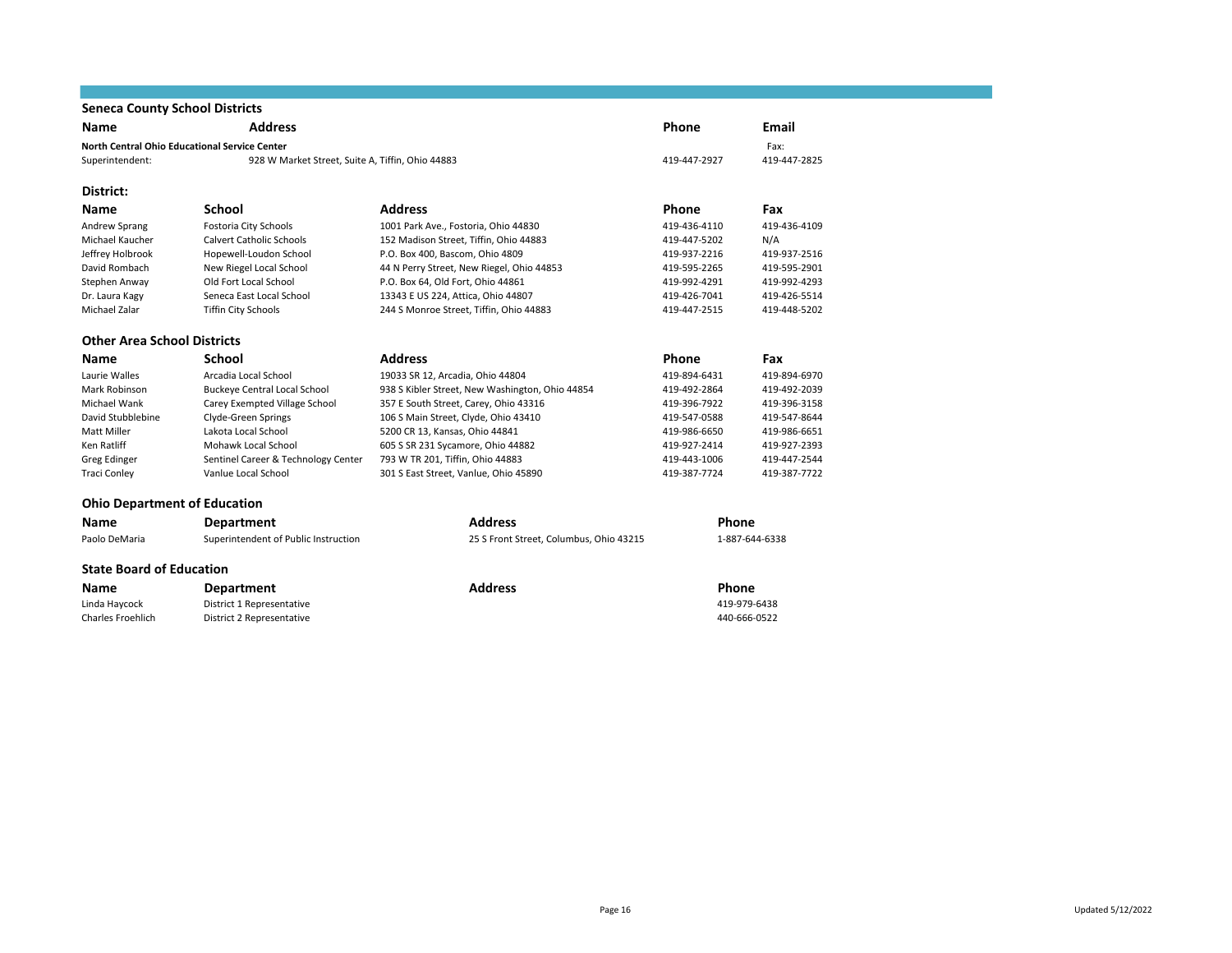## Seneca County School Districts

| Name | Address | Phone | Email |
|---|---|---|---|
| **North Central Ohio Educational Service Center** | | | Fax: |
| Superintendent: | 928 W Market Street, Suite A, Tiffin, Ohio 44883 | 419-447-2927 | 419-447-2825 |

### District:

| Name | School | Address | Phone | Fax |
|---|---|---|---|---|
| Andrew Sprang | Fostoria City Schools | 1001 Park Ave., Fostoria, Ohio 44830 | 419-436-4110 | 419-436-4109 |
| Michael Kaucher | Calvert Catholic Schools | 152 Madison Street, Tiffin, Ohio 44883 | 419-447-5202 | N/A |
| Jeffrey Holbrook | Hopewell-Loudon School | P.O. Box 400, Bascom, Ohio 4809 | 419-937-2216 | 419-937-2516 |
| David Rombach | New Riegel Local School | 44 N Perry Street, New Riegel, Ohio 44853 | 419-595-2265 | 419-595-2901 |
| Stephen Anway | Old Fort Local School | P.O. Box 64, Old Fort, Ohio 44861 | 419-992-4291 | 419-992-4293 |
| Dr. Laura Kagy | Seneca East Local School | 13343 E US 224, Attica, Ohio 44807 | 419-426-7041 | 419-426-5514 |
| Michael Zalar | Tiffin City Schools | 244 S Monroe Street, Tiffin, Ohio 44883 | 419-447-2515 | 419-448-5202 |

## Other Area School Districts

| Name | School | Address | Phone | Fax |
|---|---|---|---|---|
| Laurie Walles | Arcadia Local School | 19033 SR 12, Arcadia, Ohio 44804 | 419-894-6431 | 419-894-6970 |
| Mark Robinson | Buckeye Central Local School | 938 S Kibler Street, New Washington, Ohio 44854 | 419-492-2864 | 419-492-2039 |
| Michael Wank | Carey Exempted Village School | 357 E South Street, Carey, Ohio 43316 | 419-396-7922 | 419-396-3158 |
| David Stubblebine | Clyde-Green Springs | 106 S Main Street, Clyde, Ohio 43410 | 419-547-0588 | 419-547-8644 |
| Matt Miller | Lakota Local School | 5200 CR 13, Kansas, Ohio 44841 | 419-986-6650 | 419-986-6651 |
| Ken Ratliff | Mohawk Local School | 605 S SR 231 Sycamore, Ohio 44882 | 419-927-2414 | 419-927-2393 |
| Greg Edinger | Sentinel Career & Technology Center | 793 W TR 201, Tiffin, Ohio 44883 | 419-443-1006 | 419-447-2544 |
| Traci Conley | Vanlue Local School | 301 S East Street, Vanlue, Ohio 45890 | 419-387-7724 | 419-387-7722 |

## Ohio Department of Education

| Name | Department | Address | Phone |
|---|---|---|---|
| Paolo DeMaria | Superintendent of Public Instruction | 25 S Front Street, Columbus, Ohio 43215 | 1-887-644-6338 |

## State Board of Education

| Name | Department | Address | Phone |
|---|---|---|---|
| Linda Haycock | District 1 Representative | | 419-979-6438 |
| Charles Froehlich | District 2 Representative | | 440-666-0522 |

Updated 5/12/2022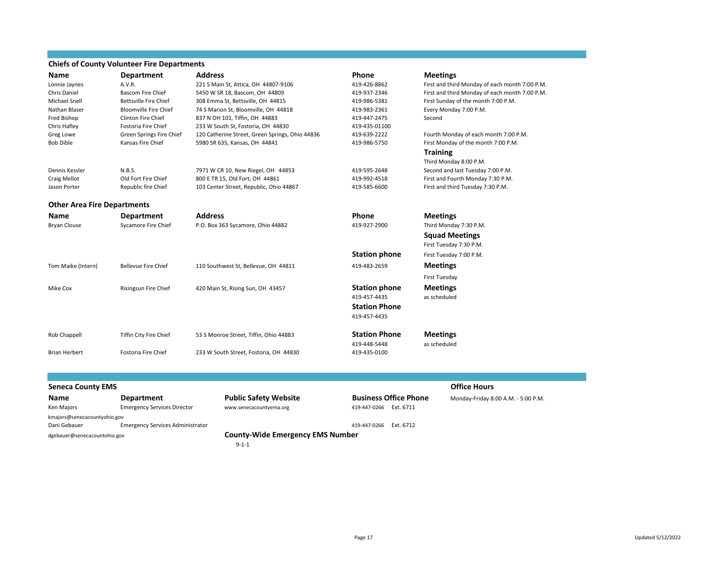## Chiefs of County Volunteer Fire Departments

| Name | Department | Address | Phone | Meetings |
|---|---|---|---|---|
| Lonnie Jaynes | A.V.R. | 221 S Main St, Attica, OH 44807-9106 | 419-426-8862 | First and third Monday of each month 7:00 P.M. |
| Chris Daniel | Bascom Fire Chief | 5450 W SR 18, Bascom, OH 44809 | 419-937-2346 | First and third Monday of each month 7:00 P.M. |
| Michael Snell | Bettsville Fire Chief | 308 Emma St, Bettsville, OH 44815 | 419-986-5381 | First Sunday of the month 7:00 P.M. |
| Nathan Blaser | Bloomville Fire Chief | 74 S Marion St, Bloomville, OH 44818 | 419-983-2361 | Every Monday 7:00 P.M. |
| Fred Bishop | Clinton Fire Chief | 837 N OH 101, Tiffin, OH 44883 | 419-447-2475 | Second |
| Chris Hafley | Fostoria Fire Chief | 233 W South St, Fostoria, OH 44830 | 419-435-01100 | |
| Greg Lowe | Green Springs Fire Chief | 120 Catherine Street, Green Springs, Ohio 44836 | 419-639-2222 | Fourth Monday of each month 7:00 P.M. |
| Bob Dible | Kansas Fire Chief | 5980 SR 635, Kansas, OH 44841 | 419-986-5750 | First Monday of the month 7:00 P.M. |
| | | | | **Training** |
| | | | | Third Monday 8:00 P.M. |
| Dennis Kessler | N.B.S. | 7971 W CR 10, New Riegel, OH 44853 | 419-595-2648 | Second and last Tuesday 7:00 P.M. |
| Craig Mellot | Old Fort Fire Chief | 800 E TR 15, Old Fort, OH 44861 | 419-992-4518 | First and Fourth Monday 7:30 P.M. |
| Jason Porter | Republic fire Chief | 103 Center Street, Republic, Ohio 44867 | 419-585-6600 | First and third Tuesday 7:30 P.M. |

## Other Area Fire Departments

| Name | Department | Address | Phone | Meetings |
|---|---|---|---|---|
| Bryan Clouse | Sycamore Fire Chief | P.O. Box 363 Sycamore, Ohio 44882 | 419-927-2900 | Third Monday 7:30 P.M. |
| | | | | **Squad Meetings** |
| | | | | First Tuesday 7:30 P.M. |
| | | | **Station phone** | First Tuesday 7:00 P.M. |
| Tom Maike (Intern) | Bellevue Fire Chief | 110 Southwest St, Bellevue, OH 44811 | 419-483-2659 | **Meetings** |
| | | | | First Tuesday |
| Mike Cox | Risingsun Fire Chief | 420 Main St, Rising Sun, OH 43457 | **Station phone** | **Meetings** |
| | | | 419-457-4435 | as scheduled |
| | | | **Station Phone** | |
| | | | 419-457-4435 | |
| Rob Chappell | Tiffin City Fire Chief | 53 S Monroe Street, Tiffin, Ohio 44883 | **Station Phone** | **Meetings** |
| | | | 419-448-5448 | as scheduled |
| Brian Herbert | Fostoria Fire Chief | 233 W South Street, Fostoria, OH 44830 | 419-435-0100 | |

## Seneca County EMS

| Name | Department | Public Safety Website | Business Office Phone | Office Hours |
|---|---|---|---|---|
| Ken Majors | Emergency Services Director | www.senecacountyema.org | 419-447-0266 Ext. 6711 | Monday-Friday 8:00 A.M. - 5:00 P.M. |
| kmajors@senecacountyohio.gov | | | | |
| Dani Gebauer | Emergency Services Administrator | | 419-447-0266 Ext. 6712 | |
| dgebauer@senecacountohio.gov | | **County-Wide Emergency EMS Number** | | |
| | | 9-1-1 | | |

Updated 5/12/2022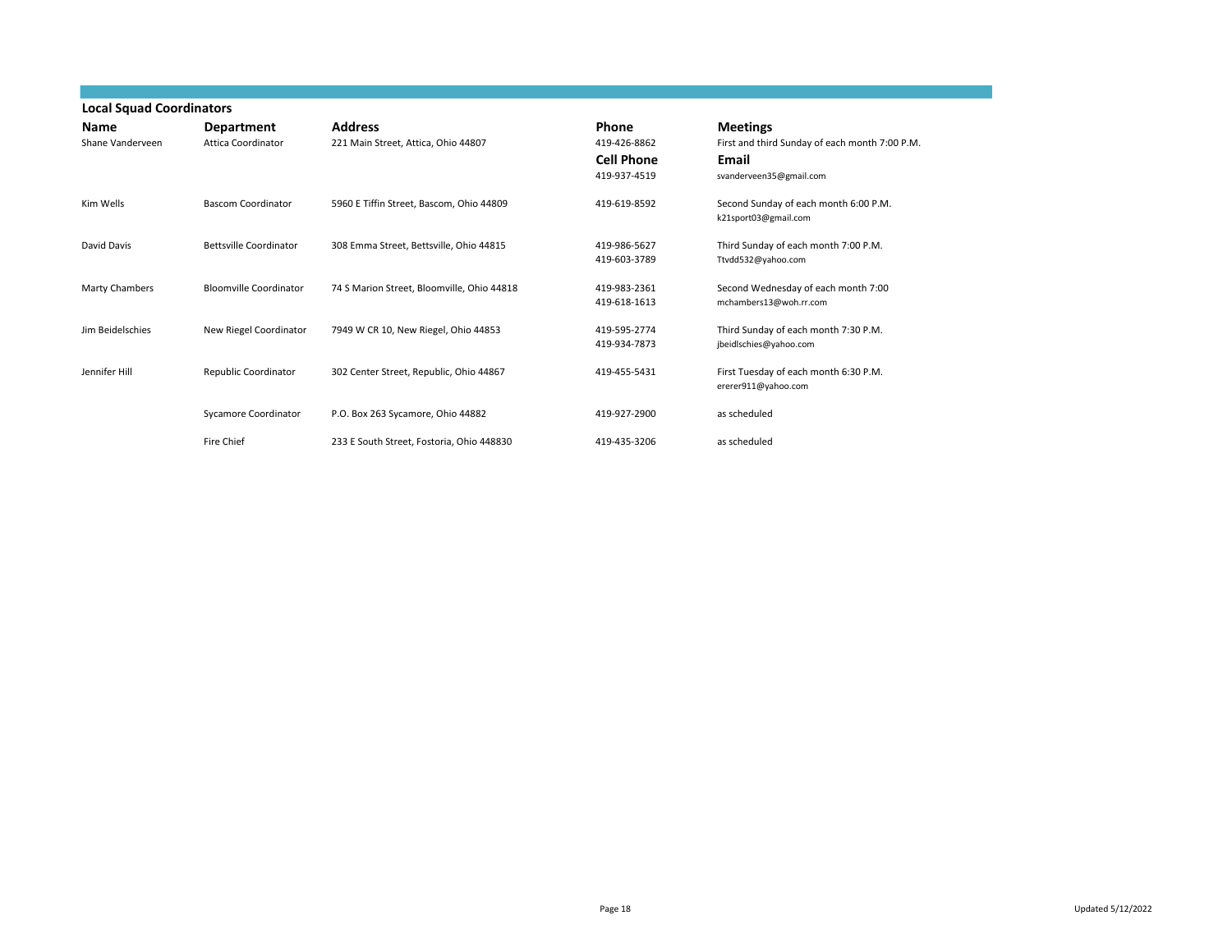## Local Squad Coordinators

| Name | Department | Address | Phone | Meetings |
|---|---|---|---|---|
| Shane Vanderveen | Attica Coordinator | 221 Main Street, Attica, Ohio 44807 | 419-426-8862 | First and third Sunday of each month 7:00 P.M. |
| | | | **Cell Phone** | **Email** |
| | | | 419-937-4519 | svanderveen35@gmail.com |
| Kim Wells | Bascom Coordinator | 5960 E Tiffin Street, Bascom, Ohio 44809 | 419-619-8592 | Second Sunday of each month 6:00 P.M.<br>k21sport03@gmail.com |
| David Davis | Bettsville Coordinator | 308 Emma Street, Bettsville, Ohio 44815 | 419-986-5627<br>419-603-3789 | Third Sunday of each month 7:00 P.M.<br>Ttvdd532@yahoo.com |
| Marty Chambers | Bloomville Coordinator | 74 S Marion Street, Bloomville, Ohio 44818 | 419-983-2361<br>419-618-1613 | Second Wednesday of each month 7:00<br>mchambers13@woh.rr.com |
| Jim Beidelschies | New Riegel Coordinator | 7949 W CR 10, New Riegel, Ohio 44853 | 419-595-2774<br>419-934-7873 | Third Sunday of each month 7:30 P.M.<br>jbeidlschies@yahoo.com |
| Jennifer Hill | Republic Coordinator | 302 Center Street, Republic, Ohio 44867 | 419-455-5431 | First Tuesday of each month 6:30 P.M.<br>ererer911@yahoo.com |
| | Sycamore Coordinator | P.O. Box 263 Sycamore, Ohio 44882 | 419-927-2900 | as scheduled |
| | Fire Chief | 233 E South Street, Fostoria, Ohio 448830 | 419-435-3206 | as scheduled |

Updated 5/12/2022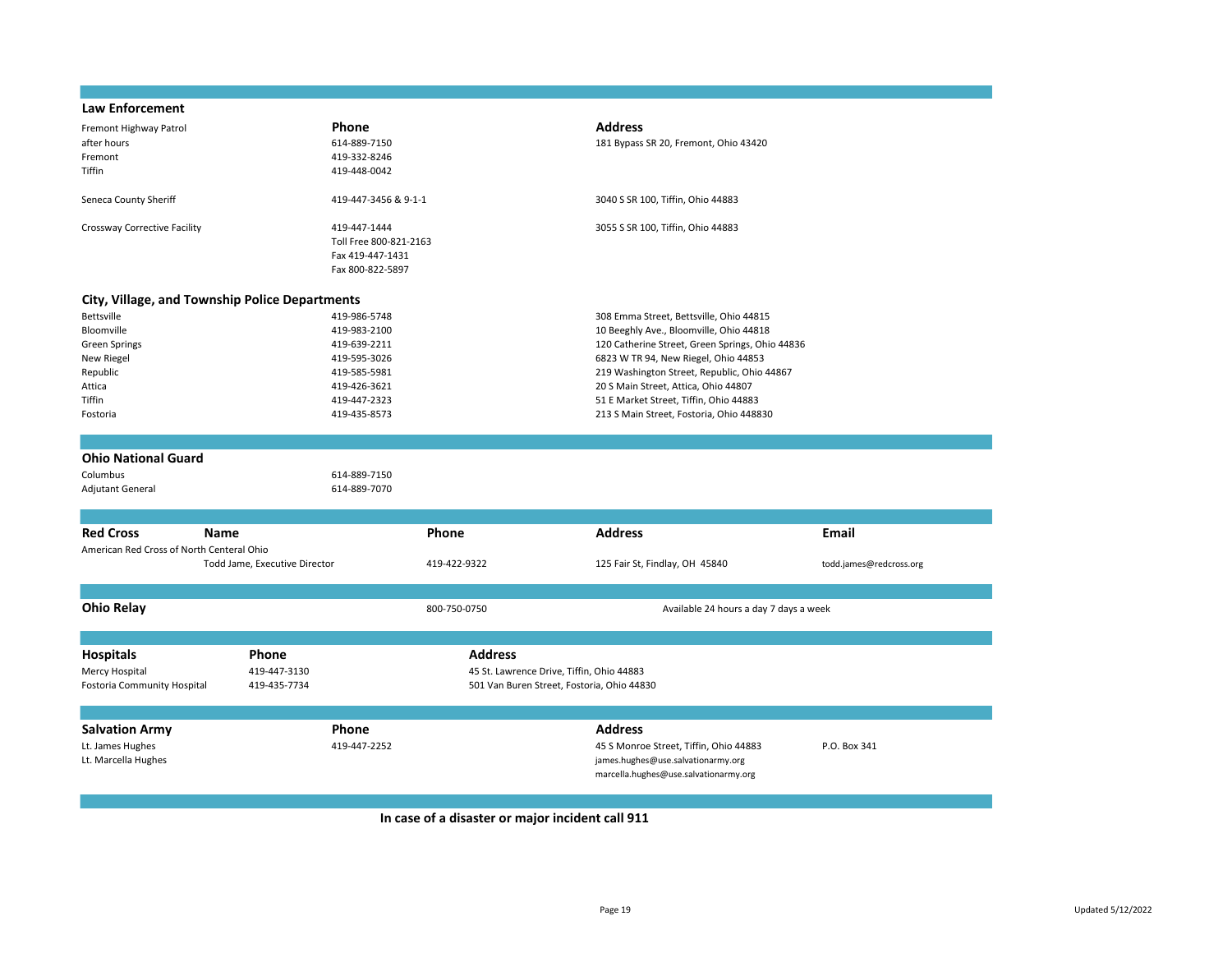## Law Enforcement

| | Phone | Address |
|---|---|---|
| Fremont Highway Patrol | | |
| after hours | 614-889-7150 | 181 Bypass SR 20, Fremont, Ohio 43420 |
| Fremont | 419-332-8246 | |
| Tiffin | 419-448-0042 | |
| Seneca County Sheriff | 419-447-3456 & 9-1-1 | 3040 S SR 100, Tiffin, Ohio 44883 |
| Crossway Corrective Facility | 419-447-1444<br>Toll Free 800-821-2163<br>Fax 419-447-1431<br>Fax 800-822-5897 | 3055 S SR 100, Tiffin, Ohio 44883 |

## City, Village, and Township Police Departments

| | Phone | Address |
|---|---|---|
| Bettsville | 419-986-5748 | 308 Emma Street, Bettsville, Ohio 44815 |
| Bloomville | 419-983-2100 | 10 Beeghly Ave., Bloomville, Ohio 44818 |
| Green Springs | 419-639-2211 | 120 Catherine Street, Green Springs, Ohio 44836 |
| New Riegel | 419-595-3026 | 6823 W TR 94, New Riegel, Ohio 44853 |
| Republic | 419-585-5981 | 219 Washington Street, Republic, Ohio 44867 |
| Attica | 419-426-3621 | 20 S Main Street, Attica, Ohio 44807 |
| Tiffin | 419-447-2323 | 51 E Market Street, Tiffin, Ohio 44883 |
| Fostoria | 419-435-8573 | 213 S Main Street, Fostoria, Ohio 448830 |

## Ohio National Guard

| | Phone |
|---|---|
| Columbus | 614-889-7150 |
| Adjutant General | 614-889-7070 |

## Red Cross

| Red Cross | Name | Phone | Address | Email |
|---|---|---|---|---|
| American Red Cross of North Centeral Ohio | | | | |
| | Todd Jame, Executive Director | 419-422-9322 | 125 Fair St, Findlay, OH 45840 | todd.james@redcross.org |

## Ohio Relay

800-750-0750 — Available 24 hours a day 7 days a week

## Hospitals

| Hospitals | Phone | Address |
|---|---|---|
| Mercy Hospital | 419-447-3130 | 45 St. Lawrence Drive, Tiffin, Ohio 44883 |
| Fostoria Community Hospital | 419-435-7734 | 501 Van Buren Street, Fostoria, Ohio 44830 |

## Salvation Army

| Salvation Army | Phone | Address | |
|---|---|---|---|
| Lt. James Hughes | 419-447-2252 | 45 S Monroe Street, Tiffin, Ohio 44883 | P.O. Box 341 |
| Lt. Marcella Hughes | | james.hughes@use.salvationarmy.org<br>marcella.hughes@use.salvationarmy.org | |

**In case of a disaster or major incident call 911**

Updated 5/12/2022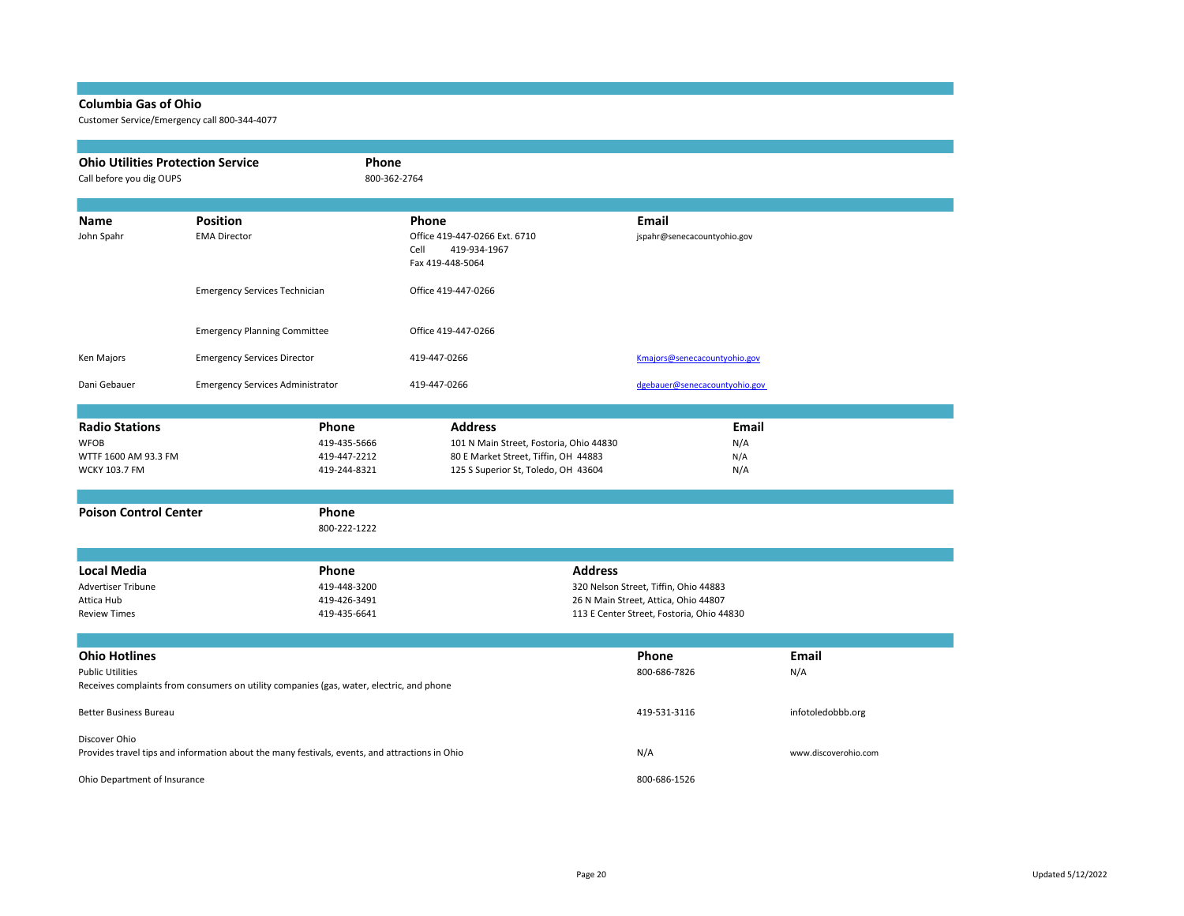## Columbia Gas of Ohio

Customer Service/Emergency call 800-344-4077

| Ohio Utilities Protection Service | Phone |
|---|---|
| Call before you dig OUPS | 800-362-2764 |

| Name | Position | Phone | Email |
|---|---|---|---|
| John Spahr | EMA Director | Office 419-447-0266 Ext. 6710<br>Cell 419-934-1967<br>Fax 419-448-5064 | jspahr@senecacountyohio.gov |
| | Emergency Services Technician | Office 419-447-0266 | |
| | Emergency Planning Committee | Office 419-447-0266 | |
| Ken Majors | Emergency Services Director | 419-447-0266 | Kmajors@senecacountyohio.gov |
| Dani Gebauer | Emergency Services Administrator | 419-447-0266 | dgebauer@senecacountyohio.gov |

| Radio Stations | Phone | Address | Email |
|---|---|---|---|
| WFOB | 419-435-5666 | 101 N Main Street, Fostoria, Ohio 44830 | N/A |
| WTTF 1600 AM 93.3 FM | 419-447-2212 | 80 E Market Street, Tiffin, OH 44883 | N/A |
| WCKY 103.7 FM | 419-244-8321 | 125 S Superior St, Toledo, OH 43604 | N/A |

| Poison Control Center | Phone |
|---|---|
| | 800-222-1222 |

| Local Media | Phone | Address |
|---|---|---|
| Advertiser Tribune | 419-448-3200 | 320 Nelson Street, Tiffin, Ohio 44883 |
| Attica Hub | 419-426-3491 | 26 N Main Street, Attica, Ohio 44807 |
| Review Times | 419-435-6641 | 113 E Center Street, Fostoria, Ohio 44830 |

| Ohio Hotlines | Phone | Email |
|---|---|---|
| Public Utilities<br>Receives complaints from consumers on utility companies (gas, water, electric, and phone | 800-686-7826 | N/A |
| Better Business Bureau | 419-531-3116 | infotoledobbb.org |
| Discover Ohio<br>Provides travel tips and information about the many festivals, events, and attractions in Ohio | N/A | www.discoverohio.com |
| Ohio Department of Insurance | 800-686-1526 | |

Updated 5/12/2022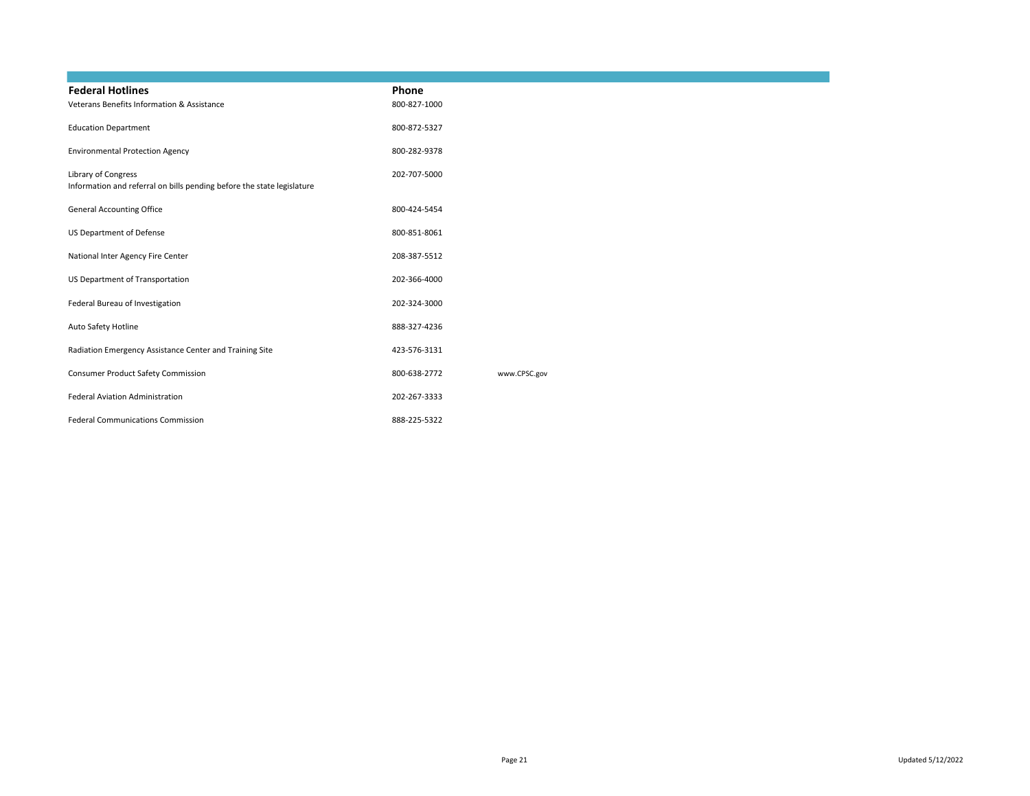| Federal Hotlines | Phone | |
|---|---|---|
| Veterans Benefits Information & Assistance | 800-827-1000 | |
| Education Department | 800-872-5327 | |
| Environmental Protection Agency | 800-282-9378 | |
| Library of Congress<br>Information and referral on bills pending before the state legislature | 202-707-5000 | |
| General Accounting Office | 800-424-5454 | |
| US Department of Defense | 800-851-8061 | |
| National Inter Agency Fire Center | 208-387-5512 | |
| US Department of Transportation | 202-366-4000 | |
| Federal Bureau of Investigation | 202-324-3000 | |
| Auto Safety Hotline | 888-327-4236 | |
| Radiation Emergency Assistance Center and Training Site | 423-576-3131 | |
| Consumer Product Safety Commission | 800-638-2772 | www.CPSC.gov |
| Federal Aviation Administration | 202-267-3333 | |
| Federal Communications Commission | 888-225-5322 | |

Updated 5/12/2022